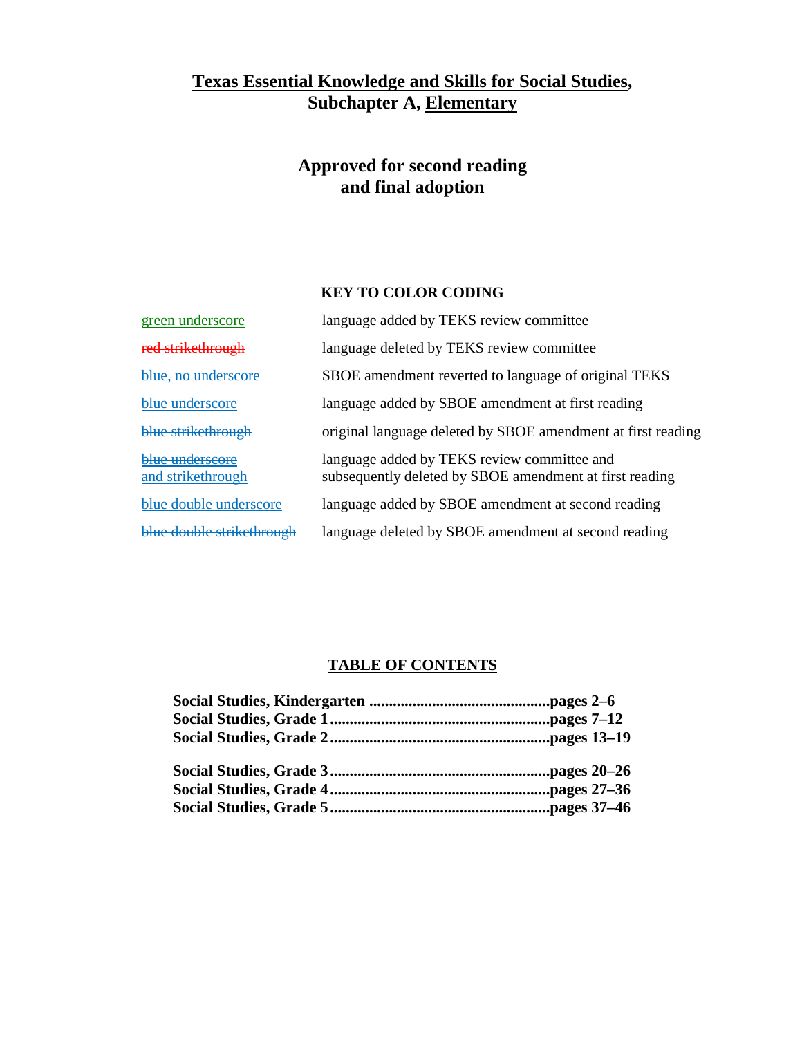# Texas Essential Knowledge and Skills for Social Studies, Subchapter A, Elementary

## Approved for second reading and final adoption

### KEY TO COLOR CODING

| | |
|---|---|
| green underscore | language added by TEKS review committee |
| ~~red strikethrough~~ | language deleted by TEKS review committee |
| blue, no underscore | SBOE amendment reverted to language of original TEKS |
| blue underscore | language added by SBOE amendment at first reading |
| ~~blue strikethrough~~ | original language deleted by SBOE amendment at first reading |
| ~~blue underscore and strikethrough~~ | language added by TEKS review committee and subsequently deleted by SBOE amendment at first reading |
| blue double underscore | language added by SBOE amendment at second reading |
| ~~blue double strikethrough~~ | language deleted by SBOE amendment at second reading |

### TABLE OF CONTENTS

| | |
|---|---|
| **Social Studies, Kindergarten** | **pages 2–6** |
| **Social Studies, Grade 1** | **pages 7–12** |
| **Social Studies, Grade 2** | **pages 13–19** |
| **Social Studies, Grade 3** | **pages 20–26** |
| **Social Studies, Grade 4** | **pages 27–36** |
| **Social Studies, Grade 5** | **pages 37–46** |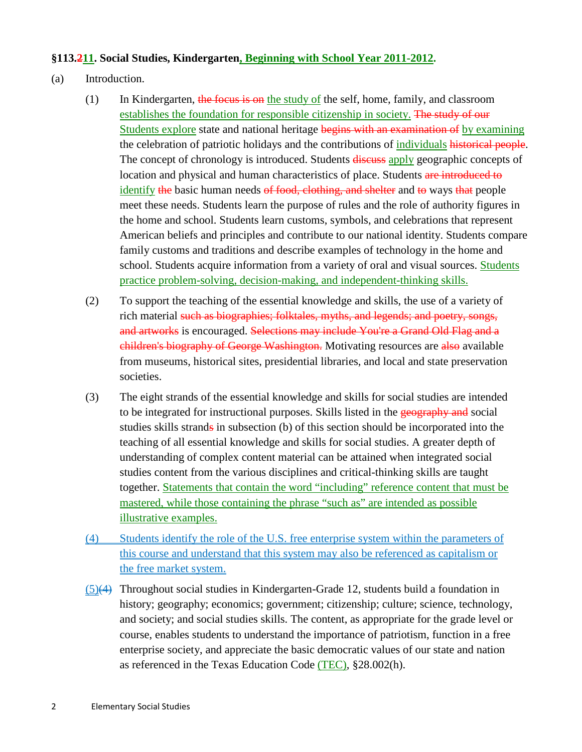**§113.~~2~~11. Social Studies, Kindergarten, Beginning with School Year 2011-2012.**

(a) Introduction.

(1) In Kindergarten, ~~the focus is on~~ the study of the self, home, family, and classroom establishes the foundation for responsible citizenship in society. ~~The study of our~~ Students explore state and national heritage ~~begins with an examination of~~ by examining the celebration of patriotic holidays and the contributions of individuals ~~historical people~~. The concept of chronology is introduced. Students ~~discuss~~ apply geographic concepts of location and physical and human characteristics of place. Students ~~are introduced to~~ identify ~~the~~ basic human needs ~~of food, clothing, and shelter~~ and ~~to~~ ways ~~that~~ people meet these needs. Students learn the purpose of rules and the role of authority figures in the home and school. Students learn customs, symbols, and celebrations that represent American beliefs and principles and contribute to our national identity. Students compare family customs and traditions and describe examples of technology in the home and school. Students acquire information from a variety of oral and visual sources. Students practice problem-solving, decision-making, and independent-thinking skills.

(2) To support the teaching of the essential knowledge and skills, the use of a variety of rich material ~~such as biographies; folktales, myths, and legends; and poetry, songs, and artworks~~ is encouraged. ~~Selections may include You're a Grand Old Flag and a children's biography of George Washington.~~ Motivating resources are ~~also~~ available from museums, historical sites, presidential libraries, and local and state preservation societies.

(3) The eight strands of the essential knowledge and skills for social studies are intended to be integrated for instructional purposes. Skills listed in the ~~geography and~~ social studies skills strand~~s~~ in subsection (b) of this section should be incorporated into the teaching of all essential knowledge and skills for social studies. A greater depth of understanding of complex content material can be attained when integrated social studies content from the various disciplines and critical-thinking skills are taught together. Statements that contain the word "including" reference content that must be mastered, while those containing the phrase "such as" are intended as possible illustrative examples.

(4) Students identify the role of the U.S. free enterprise system within the parameters of this course and understand that this system may also be referenced as capitalism or the free market system.

(5)~~(4)~~ Throughout social studies in Kindergarten-Grade 12, students build a foundation in history; geography; economics; government; citizenship; culture; science, technology, and society; and social studies skills. The content, as appropriate for the grade level or course, enables students to understand the importance of patriotism, function in a free enterprise society, and appreciate the basic democratic values of our state and nation as referenced in the Texas Education Code (TEC), §28.002(h).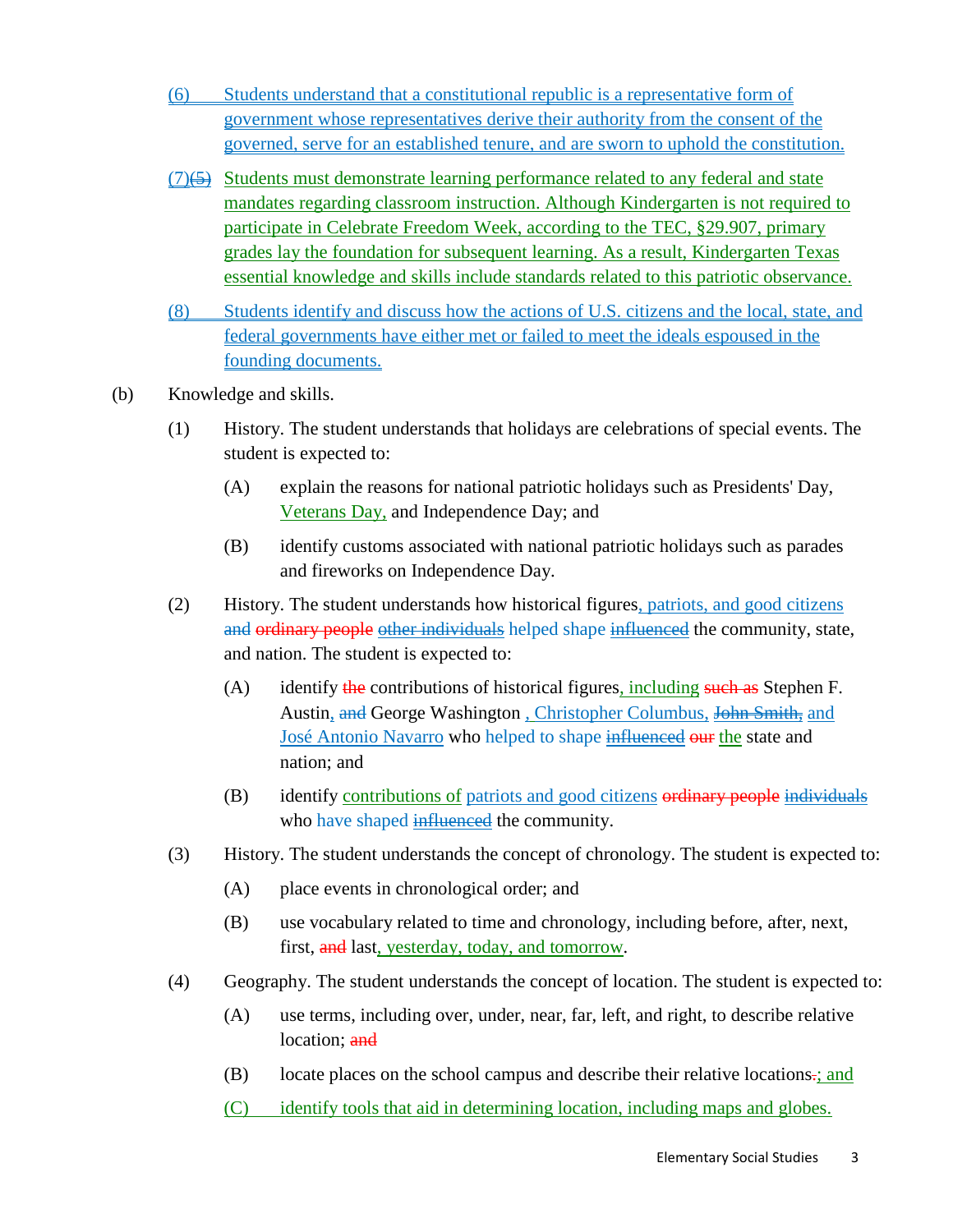(6) Students understand that a constitutional republic is a representative form of government whose representatives derive their authority from the consent of the governed, serve for an established tenure, and are sworn to uphold the constitution.

(7)~~(5)~~ Students must demonstrate learning performance related to any federal and state mandates regarding classroom instruction. Although Kindergarten is not required to participate in Celebrate Freedom Week, according to the TEC, §29.907, primary grades lay the foundation for subsequent learning. As a result, Kindergarten Texas essential knowledge and skills include standards related to this patriotic observance.

(8) Students identify and discuss how the actions of U.S. citizens and the local, state, and federal governments have either met or failed to meet the ideals espoused in the founding documents.

(b) Knowledge and skills.

(1) History. The student understands that holidays are celebrations of special events. The student is expected to:

(A) explain the reasons for national patriotic holidays such as Presidents' Day, Veterans Day, and Independence Day; and

(B) identify customs associated with national patriotic holidays such as parades and fireworks on Independence Day.

(2) History. The student understands how historical figures, patriots, and good citizens ~~and~~ ~~ordinary people~~ ~~other individuals~~ helped shape ~~influenced~~ the community, state, and nation. The student is expected to:

(A) identify ~~the~~ contributions of historical figures, including ~~such as~~ Stephen F. Austin, ~~and~~ George Washington , Christopher Columbus, ~~John Smith,~~ and José Antonio Navarro who helped to shape ~~influenced~~ ~~our~~ the state and nation; and

(B) identify contributions of patriots and good citizens ~~ordinary people~~ ~~individuals~~ who have shaped ~~influenced~~ the community.

(3) History. The student understands the concept of chronology. The student is expected to:

(A) place events in chronological order; and

(B) use vocabulary related to time and chronology, including before, after, next, first, ~~and~~ last, yesterday, today, and tomorrow.

(4) Geography. The student understands the concept of location. The student is expected to:

(A) use terms, including over, under, near, far, left, and right, to describe relative location; ~~and~~

(B) locate places on the school campus and describe their relative locations~~.~~; and

(C) identify tools that aid in determining location, including maps and globes.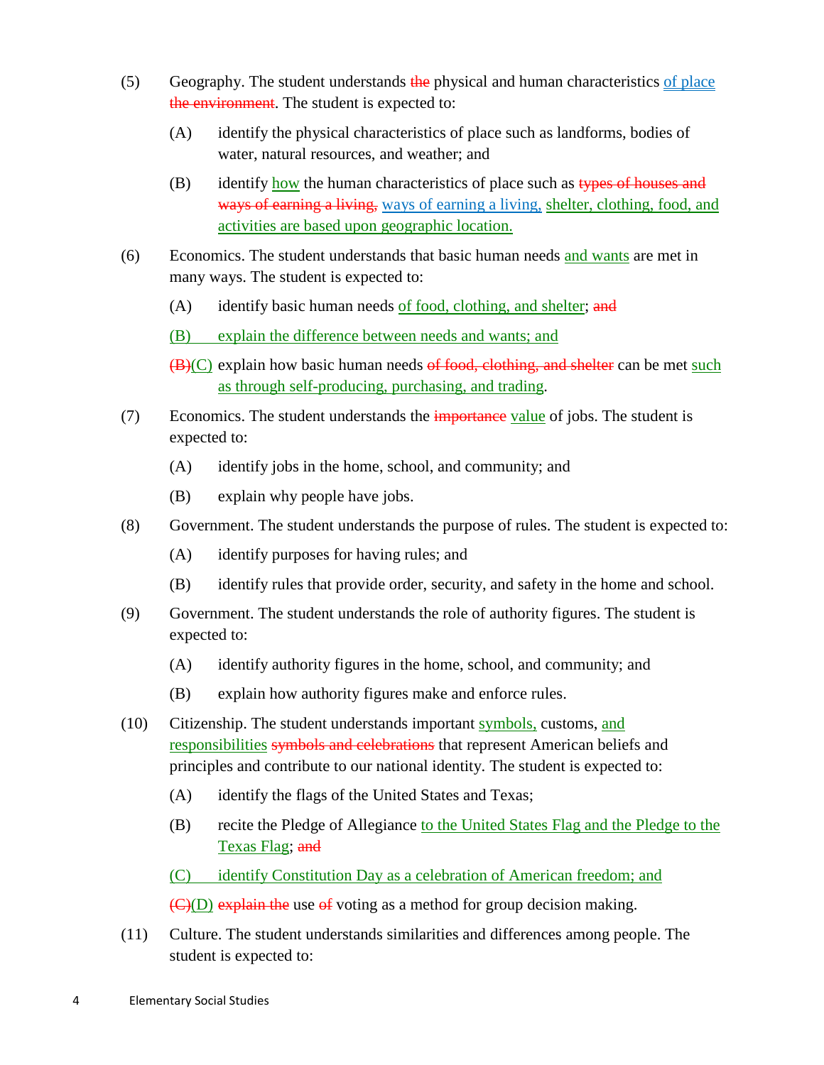(5) Geography. The student understands ~~the~~ physical and human characteristics <u>of place</u> ~~the environment~~. The student is expected to:

(A) identify the physical characteristics of place such as landforms, bodies of water, natural resources, and weather; and

(B) identify <u>how</u> the human characteristics of place such as ~~types of houses and ways of earning a living,~~ <u>ways of earning a living,</u> <u>shelter, clothing, food, and activities are based upon geographic location.</u>

(6) Economics. The student understands that basic human needs <u>and wants</u> are met in many ways. The student is expected to:

(A) identify basic human needs <u>of food, clothing, and shelter</u>; ~~and~~

<u>(B) explain the difference between needs and wants; and</u>

~~(B)~~<u>(C)</u> explain how basic human needs ~~of food, clothing, and shelter~~ can be met <u>such as through self-producing, purchasing, and trading</u>.

(7) Economics. The student understands the ~~importance~~ <u>value</u> of jobs. The student is expected to:

(A) identify jobs in the home, school, and community; and

(B) explain why people have jobs.

(8) Government. The student understands the purpose of rules. The student is expected to:

(A) identify purposes for having rules; and

(B) identify rules that provide order, security, and safety in the home and school.

(9) Government. The student understands the role of authority figures. The student is expected to:

(A) identify authority figures in the home, school, and community; and

(B) explain how authority figures make and enforce rules.

(10) Citizenship. The student understands important <u>symbols,</u> customs, <u>and responsibilities</u> ~~symbols and celebrations~~ that represent American beliefs and principles and contribute to our national identity. The student is expected to:

(A) identify the flags of the United States and Texas;

(B) recite the Pledge of Allegiance <u>to the United States Flag and the Pledge to the Texas Flag</u>; ~~and~~

<u>(C) identify Constitution Day as a celebration of American freedom; and</u>

~~(C)~~<u>(D)</u> ~~explain the~~ use ~~of~~ voting as a method for group decision making.

(11) Culture. The student understands similarities and differences among people. The student is expected to: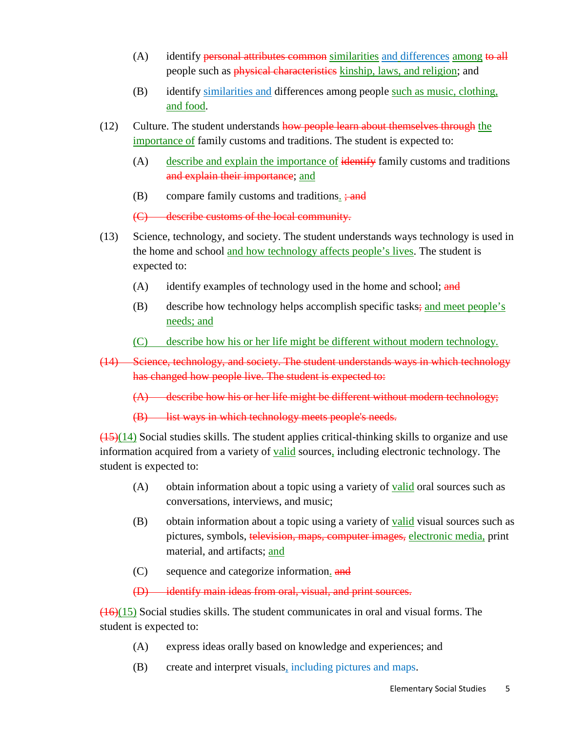(A) identify ~~personal attributes common~~ similarities and differences among ~~to all~~ people such as ~~physical characteristics~~ kinship, laws, and religion; and

(B) identify similarities and differences among people such as music, clothing, and food.

(12) Culture. The student understands ~~how people learn about themselves through~~ the importance of family customs and traditions. The student is expected to:

(A) describe and explain the importance of ~~identify~~ family customs and traditions ~~and explain their importance~~; and

(B) compare family customs and traditions. ~~; and~~

~~(C) describe customs of the local community.~~

(13) Science, technology, and society. The student understands ways technology is used in the home and school and how technology affects people's lives. The student is expected to:

(A) identify examples of technology used in the home and school; ~~and~~

(B) describe how technology helps accomplish specific tasks~~;~~ and meet people's needs; and

(C) describe how his or her life might be different without modern technology.

~~(14) Science, technology, and society. The student understands ways in which technology has changed how people live. The student is expected to:~~

~~(A) describe how his or her life might be different without modern technology;~~

~~(B) list ways in which technology meets people's needs.~~

~~(15)~~(14) Social studies skills. The student applies critical-thinking skills to organize and use information acquired from a variety of valid sources, including electronic technology. The student is expected to:

(A) obtain information about a topic using a variety of valid oral sources such as conversations, interviews, and music;

(B) obtain information about a topic using a variety of valid visual sources such as pictures, symbols, ~~television, maps, computer images,~~ electronic media, print material, and artifacts; and

(C) sequence and categorize information. ~~and~~

~~(D) identify main ideas from oral, visual, and print sources.~~

~~(16)~~(15) Social studies skills. The student communicates in oral and visual forms. The student is expected to:

(A) express ideas orally based on knowledge and experiences; and

(B) create and interpret visuals, including pictures and maps.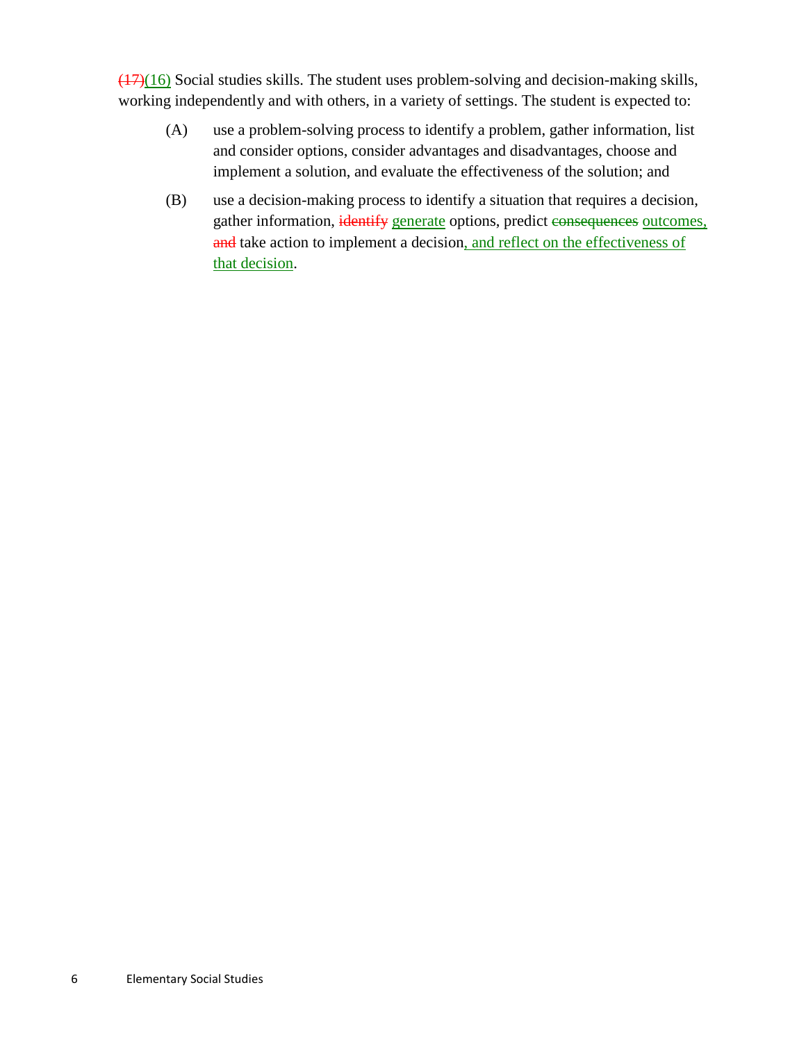~~(17)~~(16) Social studies skills. The student uses problem-solving and decision-making skills, working independently and with others, in a variety of settings. The student is expected to:

(A) use a problem-solving process to identify a problem, gather information, list and consider options, consider advantages and disadvantages, choose and implement a solution, and evaluate the effectiveness of the solution; and

(B) use a decision-making process to identify a situation that requires a decision, gather information, ~~identify~~ generate options, predict ~~consequences~~ outcomes, ~~and~~ take action to implement a decision, and reflect on the effectiveness of that decision.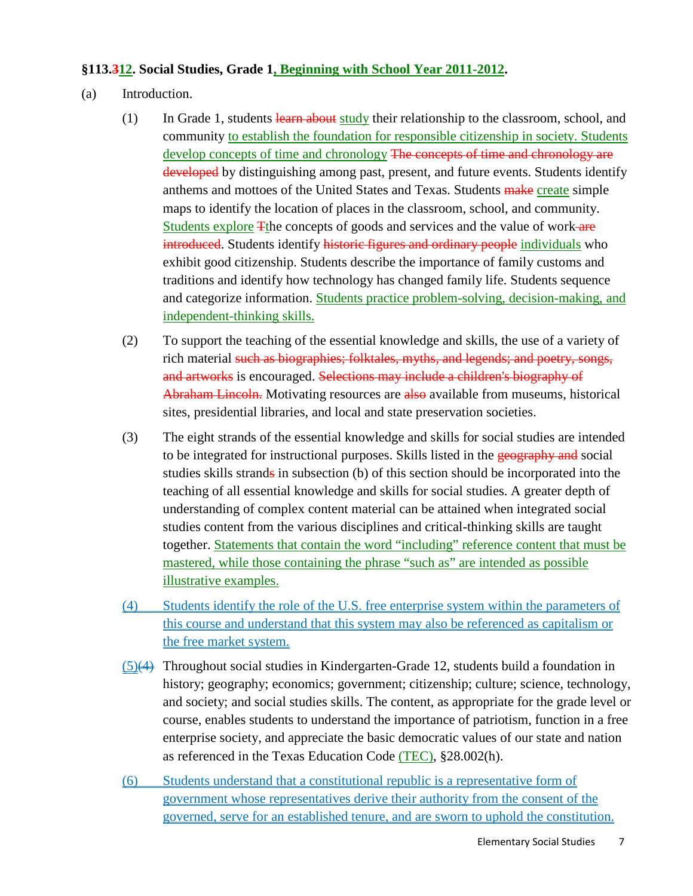**§113.312. Social Studies, Grade 1, Beginning with School Year 2011-2012.**

(a) Introduction.

(1) In Grade 1, students learn about study their relationship to the classroom, school, and community to establish the foundation for responsible citizenship in society. Students develop concepts of time and chronology The concepts of time and chronology are developed by distinguishing among past, present, and future events. Students identify anthems and mottoes of the United States and Texas. Students make create simple maps to identify the location of places in the classroom, school, and community. Students explore Tthe concepts of goods and services and the value of work are introduced. Students identify historic figures and ordinary people individuals who exhibit good citizenship. Students describe the importance of family customs and traditions and identify how technology has changed family life. Students sequence and categorize information. Students practice problem-solving, decision-making, and independent-thinking skills.

(2) To support the teaching of the essential knowledge and skills, the use of a variety of rich material such as biographies; folktales, myths, and legends; and poetry, songs, and artworks is encouraged. Selections may include a children's biography of Abraham Lincoln. Motivating resources are also available from museums, historical sites, presidential libraries, and local and state preservation societies.

(3) The eight strands of the essential knowledge and skills for social studies are intended to be integrated for instructional purposes. Skills listed in the geography and social studies skills strands in subsection (b) of this section should be incorporated into the teaching of all essential knowledge and skills for social studies. A greater depth of understanding of complex content material can be attained when integrated social studies content from the various disciplines and critical-thinking skills are taught together. Statements that contain the word "including" reference content that must be mastered, while those containing the phrase "such as" are intended as possible illustrative examples.

(4) Students identify the role of the U.S. free enterprise system within the parameters of this course and understand that this system may also be referenced as capitalism or the free market system.

(5)(4) Throughout social studies in Kindergarten-Grade 12, students build a foundation in history; geography; economics; government; citizenship; culture; science, technology, and society; and social studies skills. The content, as appropriate for the grade level or course, enables students to understand the importance of patriotism, function in a free enterprise society, and appreciate the basic democratic values of our state and nation as referenced in the Texas Education Code (TEC), §28.002(h).

(6) Students understand that a constitutional republic is a representative form of government whose representatives derive their authority from the consent of the governed, serve for an established tenure, and are sworn to uphold the constitution.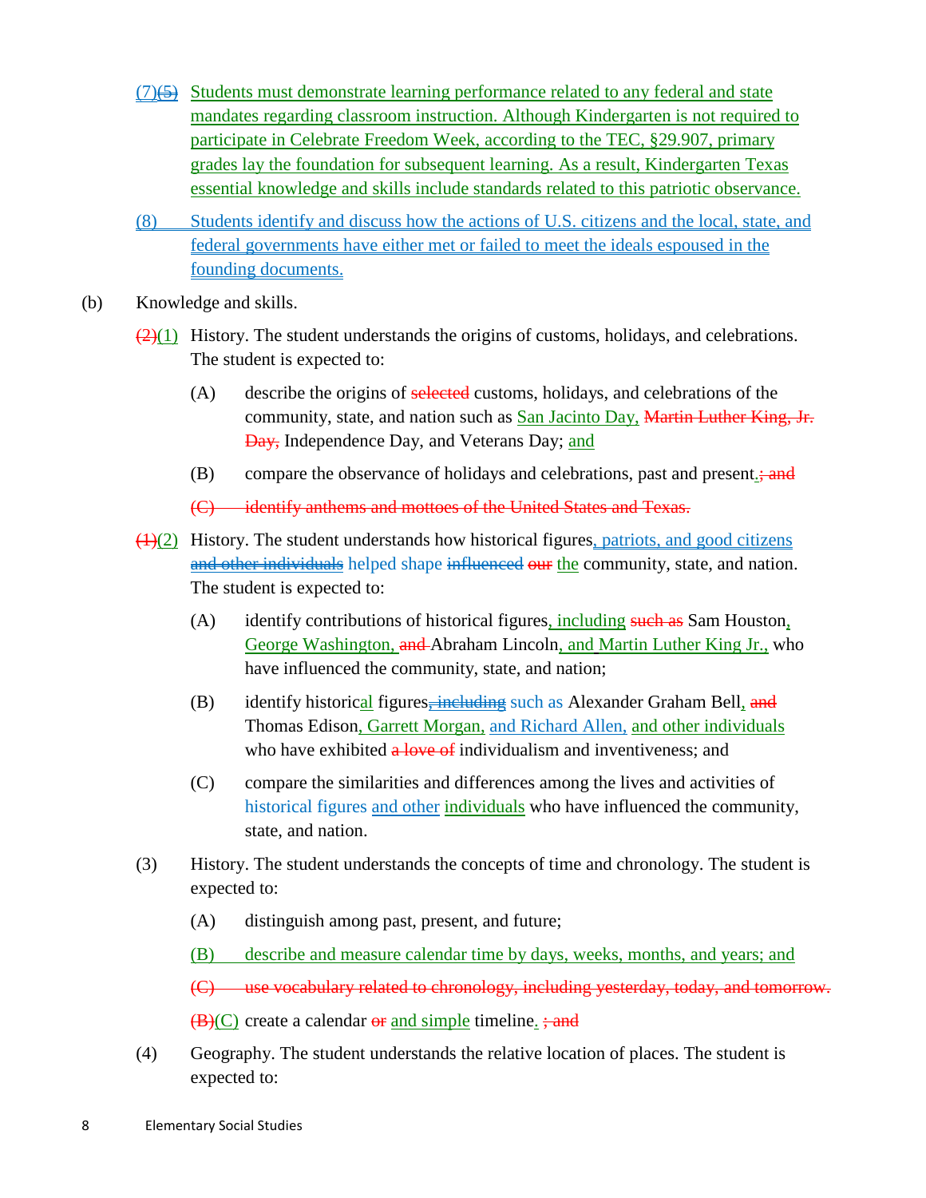(7)(5) Students must demonstrate learning performance related to any federal and state mandates regarding classroom instruction. Although Kindergarten is not required to participate in Celebrate Freedom Week, according to the TEC, §29.907, primary grades lay the foundation for subsequent learning. As a result, Kindergarten Texas essential knowledge and skills include standards related to this patriotic observance.

(8) Students identify and discuss how the actions of U.S. citizens and the local, state, and federal governments have either met or failed to meet the ideals espoused in the founding documents.

(b) Knowledge and skills.

(2)(1) History. The student understands the origins of customs, holidays, and celebrations. The student is expected to:

(A) describe the origins of ~~selected~~ customs, holidays, and celebrations of the community, state, and nation such as San Jacinto Day, ~~Martin Luther King, Jr. Day,~~ Independence Day, and Veterans Day; and

(B) compare the observance of holidays and celebrations, past and present.~~; and~~

~~(C) identify anthems and mottoes of the United States and Texas.~~

(1)(2) History. The student understands how historical figures, patriots, and good citizens ~~and other individuals~~ helped shape ~~influenced~~ ~~our~~ the community, state, and nation. The student is expected to:

(A) identify contributions of historical figures, including ~~such as~~ Sam Houston, George Washington, ~~and~~ Abraham Lincoln, and Martin Luther King Jr., who have influenced the community, state, and nation;

(B) identify historical figures~~, including~~ such as Alexander Graham Bell, ~~and~~ Thomas Edison, Garrett Morgan, and Richard Allen, and other individuals who have exhibited ~~a love of~~ individualism and inventiveness; and

(C) compare the similarities and differences among the lives and activities of historical figures and other individuals who have influenced the community, state, and nation.

(3) History. The student understands the concepts of time and chronology. The student is expected to:

(A) distinguish among past, present, and future;

(B) describe and measure calendar time by days, weeks, months, and years; and

~~(C) use vocabulary related to chronology, including yesterday, today, and tomorrow.~~

~~(B)~~(C) create a calendar ~~or~~ and simple timeline. ~~; and~~

(4) Geography. The student understands the relative location of places. The student is expected to: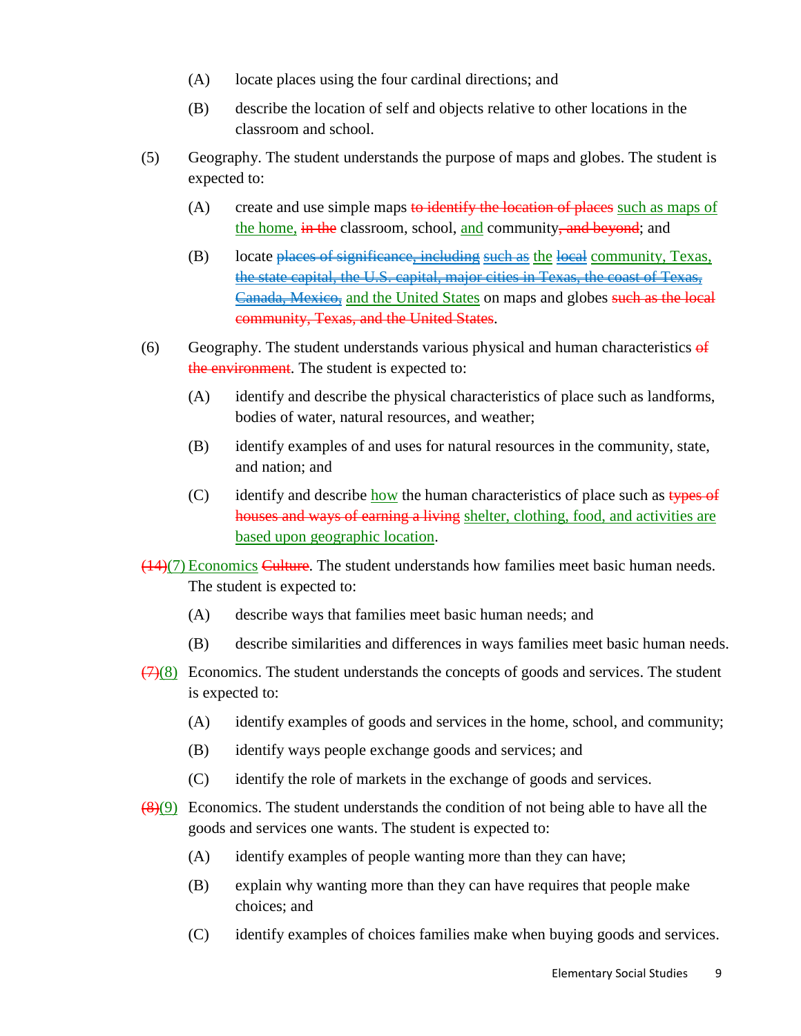(A) locate places using the four cardinal directions; and

(B) describe the location of self and objects relative to other locations in the classroom and school.

(5) Geography. The student understands the purpose of maps and globes. The student is expected to:

(A) create and use simple maps ~~to identify the location of places~~ <u>such as maps of the home,</u> ~~in the~~ classroom, school, <u>and</u> community~~, and beyond~~; and

(B) locate ~~places of significance, including~~ ~~such as~~ <u>the</u> ~~local~~ <u>community, Texas,</u> ~~the state capital, the U.S. capital, major cities in Texas, the coast of Texas, Canada, Mexico,~~ <u>and the United States</u> on maps and globes ~~such as the local community, Texas, and the United States~~.

(6) Geography. The student understands various physical and human characteristics ~~of the environment~~. The student is expected to:

(A) identify and describe the physical characteristics of place such as landforms, bodies of water, natural resources, and weather;

(B) identify examples of and uses for natural resources in the community, state, and nation; and

(C) identify and describe <u>how</u> the human characteristics of place such as ~~types of houses and ways of earning a living~~ <u>shelter, clothing, food, and activities are based upon geographic location</u>.

~~(14)~~<u>(7) Economics</u> ~~Culture~~. The student understands how families meet basic human needs. The student is expected to:

(A) describe ways that families meet basic human needs; and

(B) describe similarities and differences in ways families meet basic human needs.

~~(7)~~<u>(8)</u> Economics. The student understands the concepts of goods and services. The student is expected to:

(A) identify examples of goods and services in the home, school, and community;

(B) identify ways people exchange goods and services; and

(C) identify the role of markets in the exchange of goods and services.

~~(8)~~<u>(9)</u> Economics. The student understands the condition of not being able to have all the goods and services one wants. The student is expected to:

(A) identify examples of people wanting more than they can have;

(B) explain why wanting more than they can have requires that people make choices; and

(C) identify examples of choices families make when buying goods and services.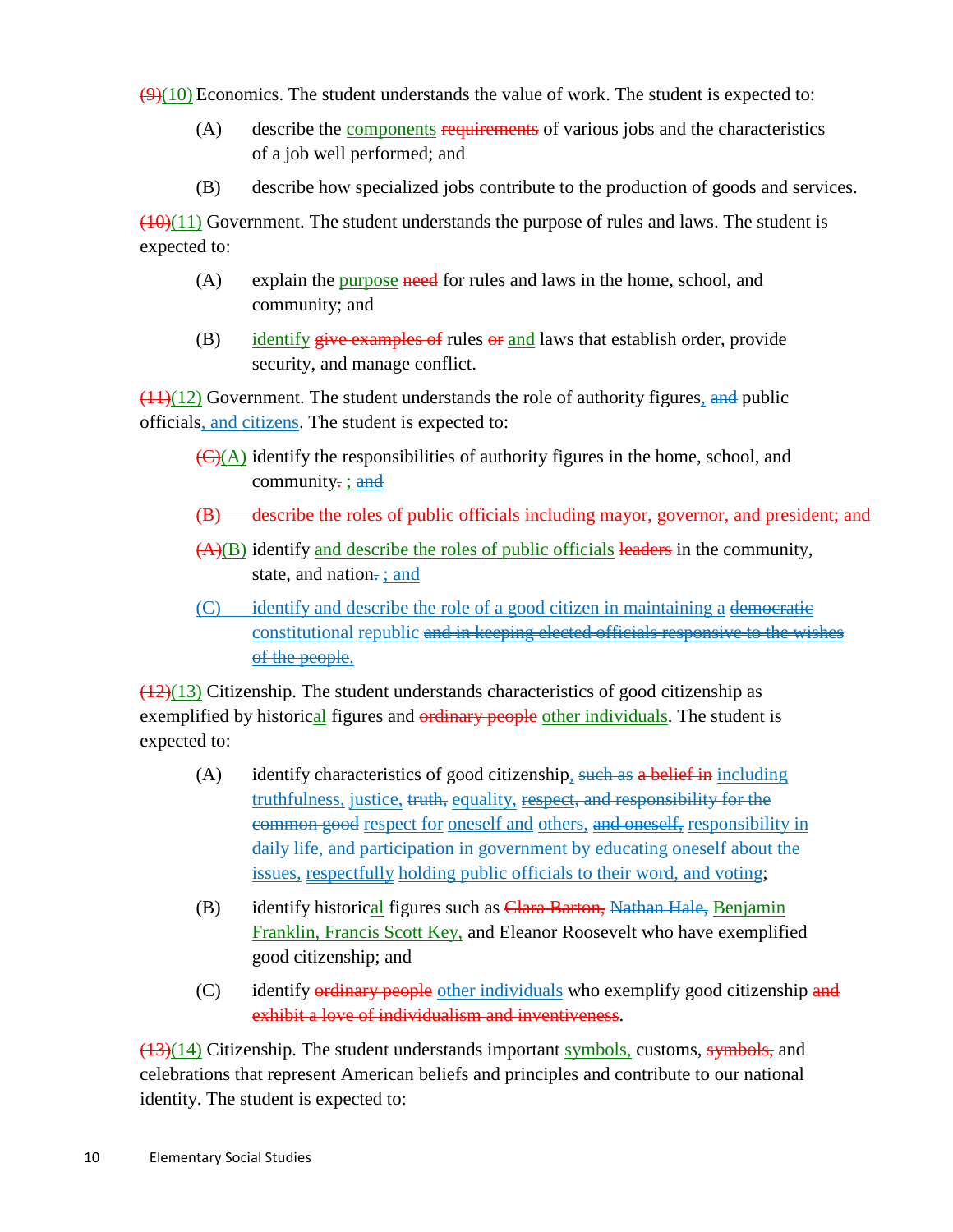~~(9)~~(10) Economics. The student understands the value of work. The student is expected to:

(A) describe the components ~~requirements~~ of various jobs and the characteristics of a job well performed; and

(B) describe how specialized jobs contribute to the production of goods and services.

~~(10)~~(11) Government. The student understands the purpose of rules and laws. The student is expected to:

(A) explain the purpose ~~need~~ for rules and laws in the home, school, and community; and

(B) identify ~~give examples of~~ rules ~~or~~ and laws that establish order, provide security, and manage conflict.

~~(11)~~(12) Government. The student understands the role of authority figures, ~~and~~ public officials, and citizens. The student is expected to:

~~(C)~~(A) identify the responsibilities of authority figures in the home, school, and community~~.~~ ; ~~and~~

~~(B) describe the roles of public officials including mayor, governor, and president; and~~

~~(A)~~(B) identify and describe the roles of public officials ~~leaders~~ in the community, state, and nation~~.~~ ; and

(C) identify and describe the role of a good citizen in maintaining a ~~democratic~~ constitutional republic ~~and in keeping elected officials responsive to the wishes of the people~~.

~~(12)~~(13) Citizenship. The student understands characteristics of good citizenship as exemplified by historical figures and ~~ordinary people~~ other individuals. The student is expected to:

(A) identify characteristics of good citizenship, ~~such as~~ ~~a belief in~~ including truthfulness, justice, ~~truth,~~ equality, ~~respect, and responsibility for the common good~~ respect for oneself and others, ~~and oneself,~~ responsibility in daily life, and participation in government by educating oneself about the issues, respectfully holding public officials to their word, and voting;

(B) identify historical figures such as ~~Clara Barton,~~ ~~Nathan Hale,~~ Benjamin Franklin, Francis Scott Key, and Eleanor Roosevelt who have exemplified good citizenship; and

(C) identify ~~ordinary people~~ other individuals who exemplify good citizenship ~~and exhibit a love of individualism and inventiveness~~.

~~(13)~~(14) Citizenship. The student understands important symbols, customs, ~~symbols,~~ and celebrations that represent American beliefs and principles and contribute to our national identity. The student is expected to: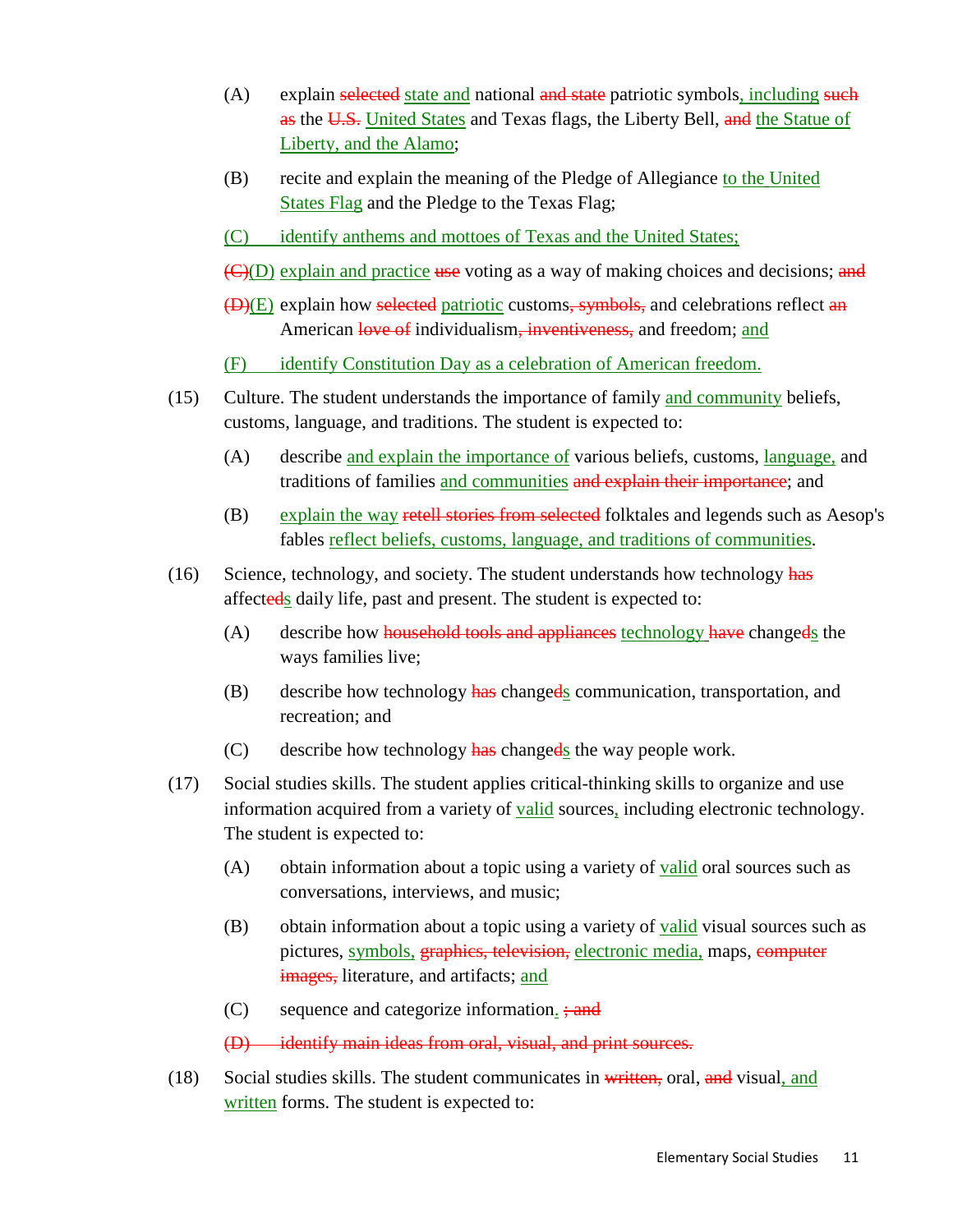(A) explain ~~selected~~ <u>state and</u> national ~~and state~~ patriotic symbols<u>, including</u> ~~such as~~ the ~~U.S.~~ <u>United States</u> and Texas flags, the Liberty Bell, ~~and~~ <u>the Statue of Liberty, and the Alamo</u>;

(B) recite and explain the meaning of the Pledge of Allegiance <u>to the United States Flag</u> and the Pledge to the Texas Flag;

<u>(C) identify anthems and mottoes of Texas and the United States;</u>

~~(C)~~<u>(D)</u> <u>explain and practice</u> ~~use~~ voting as a way of making choices and decisions; ~~and~~

~~(D)~~<u>(E)</u> explain how ~~selected~~ <u>patriotic</u> customs~~, symbols,~~ and celebrations reflect ~~an~~ American ~~love of~~ individualism~~, inventiveness,~~ and freedom; <u>and</u>

<u>(F) identify Constitution Day as a celebration of American freedom.</u>

(15) Culture. The student understands the importance of family <u>and community</u> beliefs, customs, language, and traditions. The student is expected to:

(A) describe <u>and explain the importance of</u> various beliefs, customs, <u>language,</u> and traditions of families <u>and communities</u> ~~and explain their importance~~; and

(B) <u>explain the way</u> ~~retell stories from selected~~ folktales and legends such as Aesop's fables <u>reflect beliefs, customs, language, and traditions of communities</u>.

(16) Science, technology, and society. The student understands how technology ~~has~~ affect~~ed~~<u>s</u> daily life, past and present. The student is expected to:

(A) describe how ~~household tools and appliances~~ <u>technology</u> ~~have~~ change~~d~~<u>s</u> the ways families live;

(B) describe how technology ~~has~~ change~~d~~<u>s</u> communication, transportation, and recreation; and

(C) describe how technology ~~has~~ change~~d~~<u>s</u> the way people work.

(17) Social studies skills. The student applies critical-thinking skills to organize and use information acquired from a variety of <u>valid</u> sources<u>,</u> including electronic technology. The student is expected to:

(A) obtain information about a topic using a variety of <u>valid</u> oral sources such as conversations, interviews, and music;

(B) obtain information about a topic using a variety of <u>valid</u> visual sources such as pictures, <u>symbols,</u> ~~graphics, television,~~ <u>electronic media,</u> maps, ~~computer images,~~ literature, and artifacts; <u>and</u>

(C) sequence and categorize information<u>.</u> ~~; and~~

~~(D) identify main ideas from oral, visual, and print sources.~~

(18) Social studies skills. The student communicates in ~~written,~~ oral, ~~and~~ visual<u>, and written</u> forms. The student is expected to: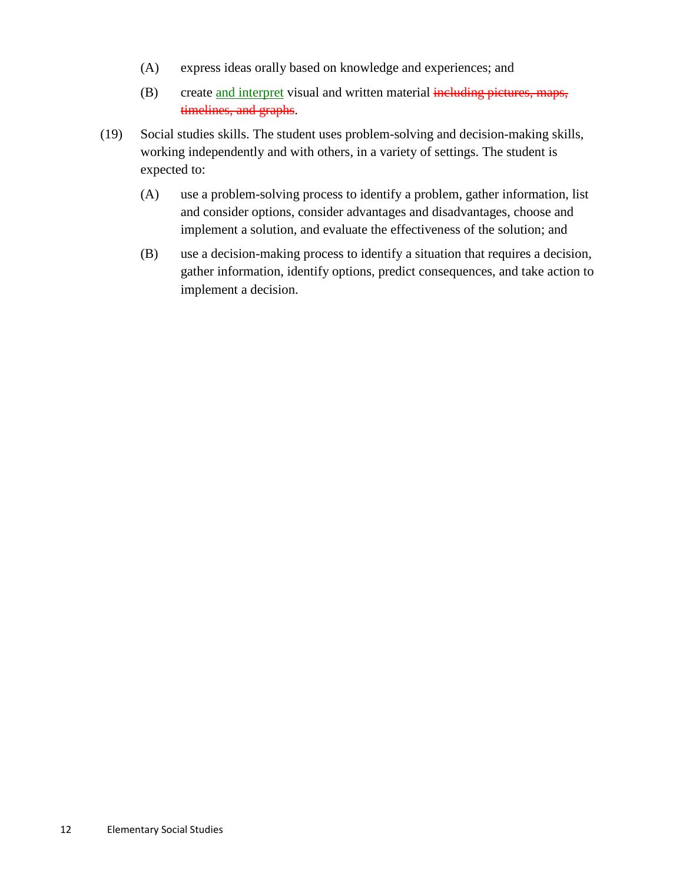(A) express ideas orally based on knowledge and experiences; and

(B) create <ins>and interpret</ins> visual and written material ~~including pictures, maps, timelines, and graphs~~.

(19) Social studies skills. The student uses problem-solving and decision-making skills, working independently and with others, in a variety of settings. The student is expected to:

(A) use a problem-solving process to identify a problem, gather information, list and consider options, consider advantages and disadvantages, choose and implement a solution, and evaluate the effectiveness of the solution; and

(B) use a decision-making process to identify a situation that requires a decision, gather information, identify options, predict consequences, and take action to implement a decision.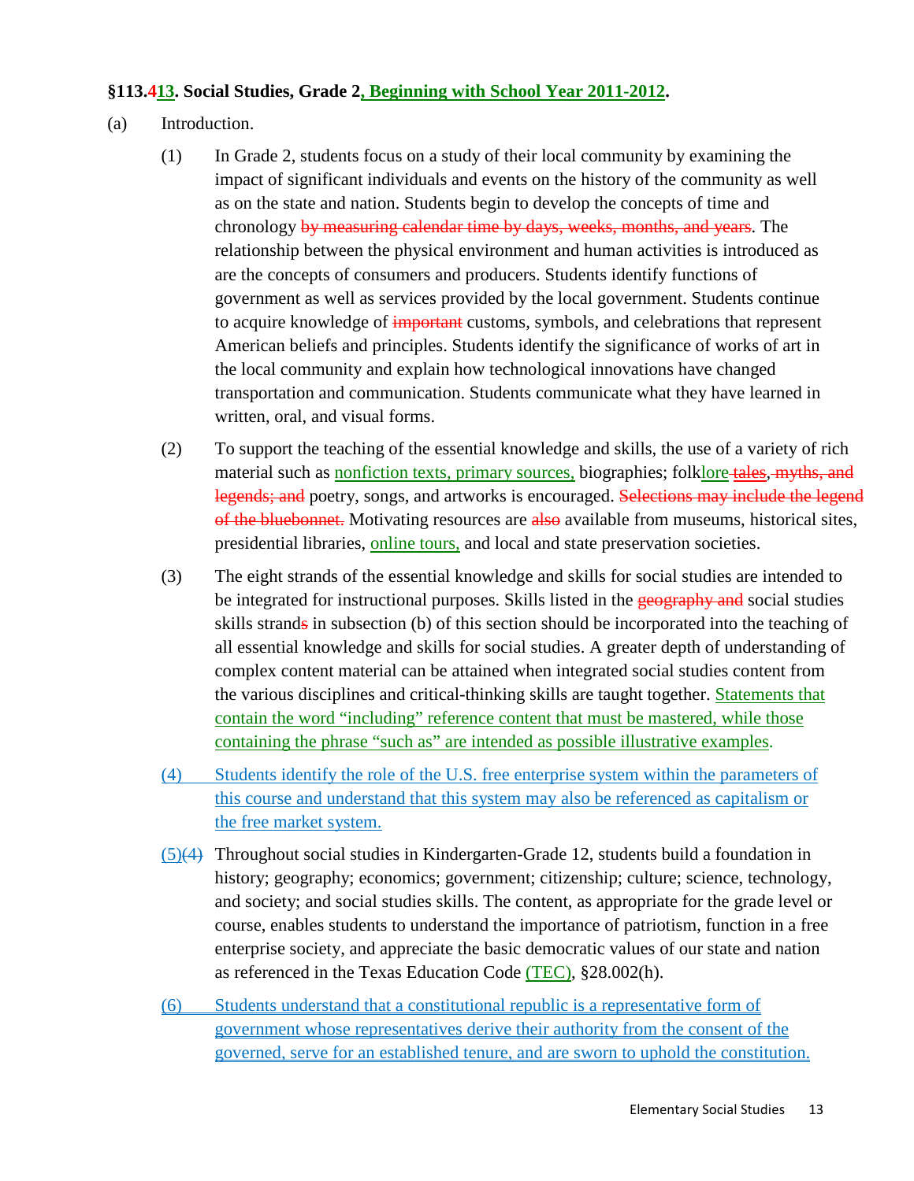**§113.413. Social Studies, Grade 2, Beginning with School Year 2011-2012.**

(a) Introduction.

(1) In Grade 2, students focus on a study of their local community by examining the impact of significant individuals and events on the history of the community as well as on the state and nation. Students begin to develop the concepts of time and chronology by measuring calendar time by days, weeks, months, and years. The relationship between the physical environment and human activities is introduced as are the concepts of consumers and producers. Students identify functions of government as well as services provided by the local government. Students continue to acquire knowledge of important customs, symbols, and celebrations that represent American beliefs and principles. Students identify the significance of works of art in the local community and explain how technological innovations have changed transportation and communication. Students communicate what they have learned in written, oral, and visual forms.

(2) To support the teaching of the essential knowledge and skills, the use of a variety of rich material such as nonfiction texts, primary sources, biographies; folklore tales, myths, and legends; and poetry, songs, and artworks is encouraged. Selections may include the legend of the bluebonnet. Motivating resources are also available from museums, historical sites, presidential libraries, online tours, and local and state preservation societies.

(3) The eight strands of the essential knowledge and skills for social studies are intended to be integrated for instructional purposes. Skills listed in the geography and social studies skills strands in subsection (b) of this section should be incorporated into the teaching of all essential knowledge and skills for social studies. A greater depth of understanding of complex content material can be attained when integrated social studies content from the various disciplines and critical-thinking skills are taught together. Statements that contain the word "including" reference content that must be mastered, while those containing the phrase "such as" are intended as possible illustrative examples.

(4) Students identify the role of the U.S. free enterprise system within the parameters of this course and understand that this system may also be referenced as capitalism or the free market system.

(5)(4) Throughout social studies in Kindergarten-Grade 12, students build a foundation in history; geography; economics; government; citizenship; culture; science, technology, and society; and social studies skills. The content, as appropriate for the grade level or course, enables students to understand the importance of patriotism, function in a free enterprise society, and appreciate the basic democratic values of our state and nation as referenced in the Texas Education Code (TEC), §28.002(h).

(6) Students understand that a constitutional republic is a representative form of government whose representatives derive their authority from the consent of the governed, serve for an established tenure, and are sworn to uphold the constitution.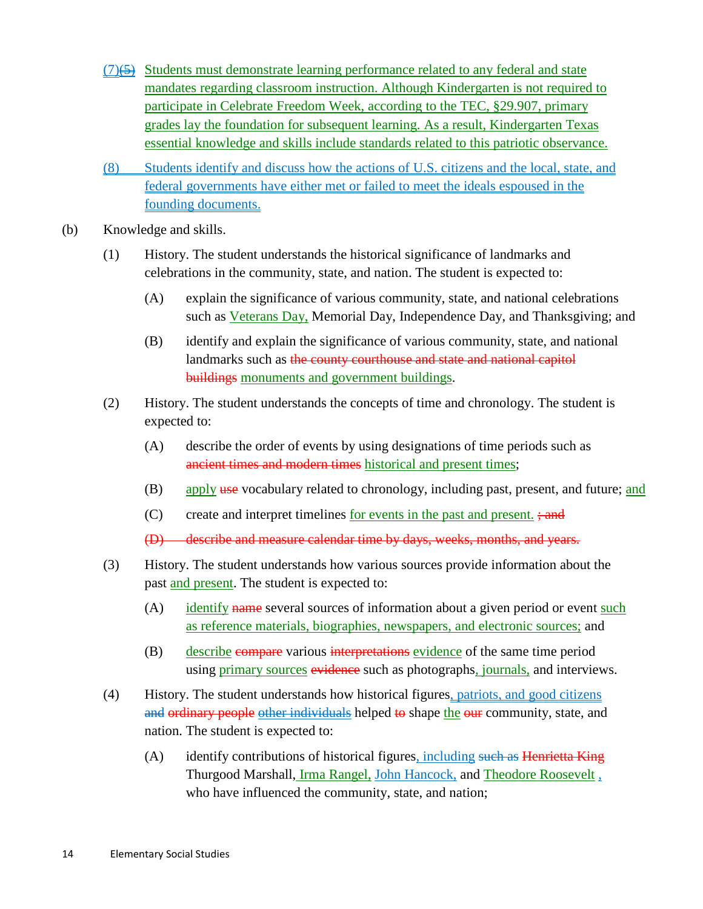(7)~~(5)~~ Students must demonstrate learning performance related to any federal and state mandates regarding classroom instruction. Although Kindergarten is not required to participate in Celebrate Freedom Week, according to the TEC, §29.907, primary grades lay the foundation for subsequent learning. As a result, Kindergarten Texas essential knowledge and skills include standards related to this patriotic observance.

(8) Students identify and discuss how the actions of U.S. citizens and the local, state, and federal governments have either met or failed to meet the ideals espoused in the founding documents.

(b) Knowledge and skills.

(1) History. The student understands the historical significance of landmarks and celebrations in the community, state, and nation. The student is expected to:

(A) explain the significance of various community, state, and national celebrations such as Veterans Day, Memorial Day, Independence Day, and Thanksgiving; and

(B) identify and explain the significance of various community, state, and national landmarks such as ~~the county courthouse and state and national capitol buildings~~ monuments and government buildings.

(2) History. The student understands the concepts of time and chronology. The student is expected to:

(A) describe the order of events by using designations of time periods such as ~~ancient times and modern times~~ historical and present times;

(B) apply ~~use~~ vocabulary related to chronology, including past, present, and future; and

(C) create and interpret timelines for events in the past and present. ~~; and~~

~~(D) describe and measure calendar time by days, weeks, months, and years.~~

(3) History. The student understands how various sources provide information about the past and present. The student is expected to:

(A) identify ~~name~~ several sources of information about a given period or event such as reference materials, biographies, newspapers, and electronic sources; and

(B) describe ~~compare~~ various ~~interpretations~~ evidence of the same time period using primary sources ~~evidence~~ such as photographs, journals, and interviews.

(4) History. The student understands how historical figures, patriots, and good citizens ~~and~~ ~~ordinary people~~ ~~other individuals~~ helped ~~to~~ shape the ~~our~~ community, state, and nation. The student is expected to:

(A) identify contributions of historical figures, including ~~such as~~ ~~Henrietta King~~ Thurgood Marshall, Irma Rangel, John Hancock, and Theodore Roosevelt , who have influenced the community, state, and nation;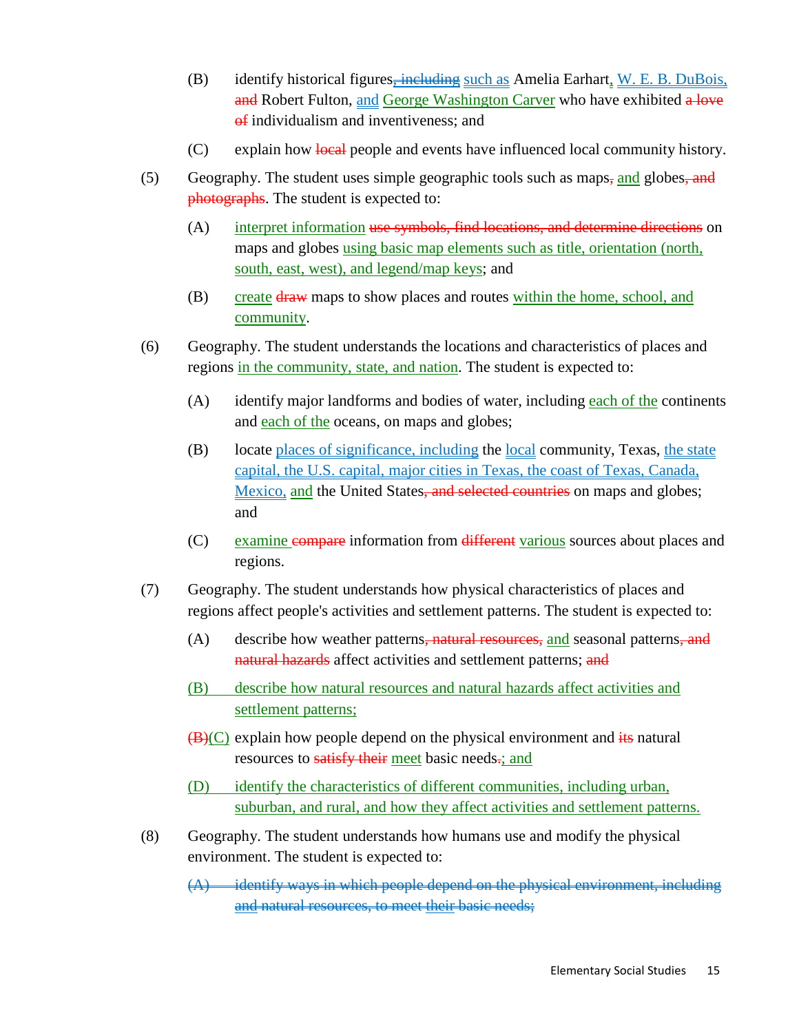(B) identify historical figures~~, including~~ such as Amelia Earhart, W. E. B. DuBois, ~~and~~ Robert Fulton, and George Washington Carver who have exhibited ~~a love of~~ individualism and inventiveness; and

(C) explain how ~~local~~ people and events have influenced local community history.

(5) Geography. The student uses simple geographic tools such as maps~~,~~ and globes~~, and photographs~~. The student is expected to:

(A) interpret information ~~use symbols, find locations, and determine directions~~ on maps and globes using basic map elements such as title, orientation (north, south, east, west), and legend/map keys; and

(B) create ~~draw~~ maps to show places and routes within the home, school, and community.

(6) Geography. The student understands the locations and characteristics of places and regions in the community, state, and nation. The student is expected to:

(A) identify major landforms and bodies of water, including each of the continents and each of the oceans, on maps and globes;

(B) locate places of significance, including the local community, Texas, the state capital, the U.S. capital, major cities in Texas, the coast of Texas, Canada, Mexico, and the United States~~, and selected countries~~ on maps and globes; and

(C) examine ~~compare~~ information from ~~different~~ various sources about places and regions.

(7) Geography. The student understands how physical characteristics of places and regions affect people's activities and settlement patterns. The student is expected to:

(A) describe how weather patterns~~, natural resources,~~ and seasonal patterns~~, and natural hazards~~ affect activities and settlement patterns; ~~and~~

(B) describe how natural resources and natural hazards affect activities and settlement patterns;

~~(B)~~(C) explain how people depend on the physical environment and ~~its~~ natural resources to ~~satisfy their~~ meet basic needs~~.~~; and

(D) identify the characteristics of different communities, including urban, suburban, and rural, and how they affect activities and settlement patterns.

(8) Geography. The student understands how humans use and modify the physical environment. The student is expected to:

~~(A) identify ways in which people depend on the physical environment, including and natural resources, to meet their basic needs;~~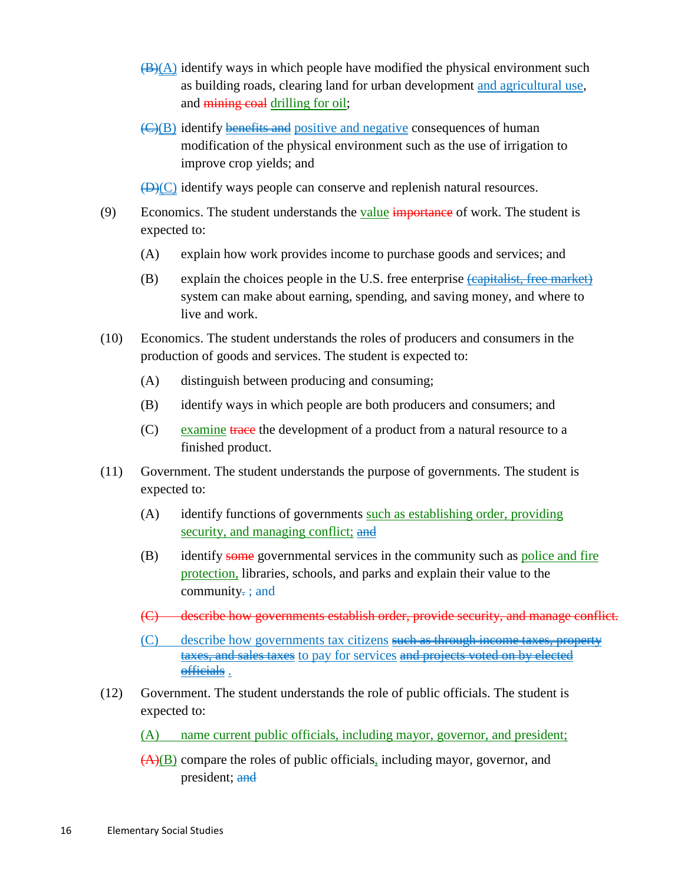~~(B)~~(A) identify ways in which people have modified the physical environment such as building roads, clearing land for urban development and agricultural use, and ~~mining coal~~ drilling for oil;

~~(C)~~(B) identify ~~benefits and~~ positive and negative consequences of human modification of the physical environment such as the use of irrigation to improve crop yields; and

~~(D)~~(C) identify ways people can conserve and replenish natural resources.

(9) Economics. The student understands the value ~~importance~~ of work. The student is expected to:

(A) explain how work provides income to purchase goods and services; and

(B) explain the choices people in the U.S. free enterprise ~~(capitalist, free market)~~ system can make about earning, spending, and saving money, and where to live and work.

(10) Economics. The student understands the roles of producers and consumers in the production of goods and services. The student is expected to:

(A) distinguish between producing and consuming;

(B) identify ways in which people are both producers and consumers; and

(C) examine ~~trace~~ the development of a product from a natural resource to a finished product.

(11) Government. The student understands the purpose of governments. The student is expected to:

(A) identify functions of governments such as establishing order, providing security, and managing conflict; ~~and~~

(B) identify ~~some~~ governmental services in the community such as police and fire protection, libraries, schools, and parks and explain their value to the community~~.~~ ; and

~~(C) describe how governments establish order, provide security, and manage conflict.~~

(C) describe how governments tax citizens ~~such as through income taxes, property taxes, and sales taxes~~ to pay for services ~~and projects voted on by elected officials~~ .

(12) Government. The student understands the role of public officials. The student is expected to:

(A) name current public officials, including mayor, governor, and president;

~~(A)~~(B) compare the roles of public officials, including mayor, governor, and president; ~~and~~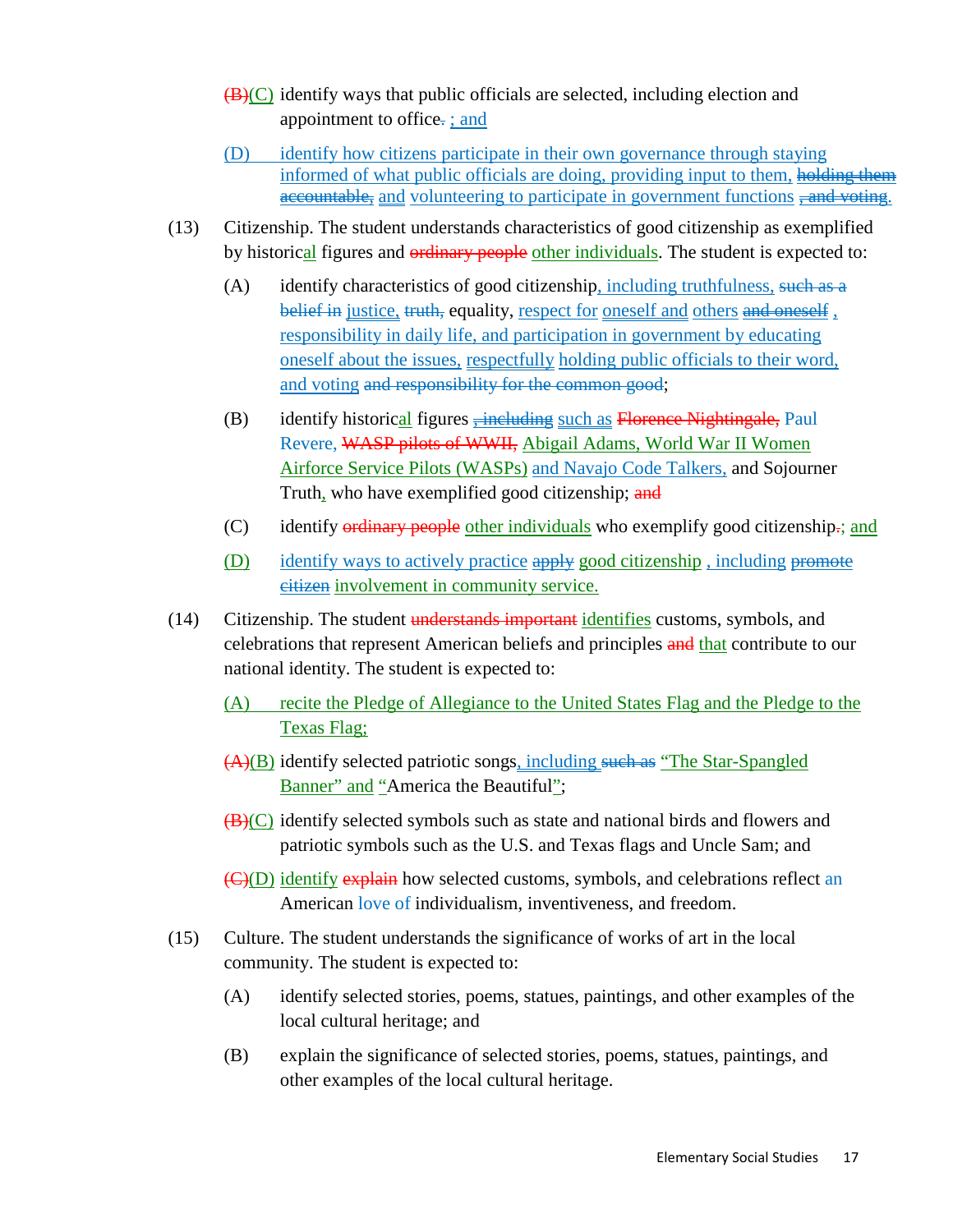~~(B)~~(C) identify ways that public officials are selected, including election and appointment to office~~.~~ ; and

(D) identify how citizens participate in their own governance through staying informed of what public officials are doing, providing input to them, ~~holding them accountable,~~ and volunteering to participate in government functions ~~, and voting~~.

(13) Citizenship. The student understands characteristics of good citizenship as exemplified by historical figures and ~~ordinary people~~ other individuals. The student is expected to:

(A) identify characteristics of good citizenship, including truthfulness, ~~such as a belief in~~ justice, ~~truth,~~ equality, respect for oneself and others ~~and oneself~~ , responsibility in daily life, and participation in government by educating oneself about the issues, respectfully holding public officials to their word, and voting ~~and responsibility for the common good~~;

(B) identify historical figures ~~, including~~ such as ~~Florence Nightingale,~~ Paul Revere, ~~WASP pilots of WWII,~~ Abigail Adams, World War II Women Airforce Service Pilots (WASPs) and Navajo Code Talkers, and Sojourner Truth, who have exemplified good citizenship; ~~and~~

(C) identify ~~ordinary people~~ other individuals who exemplify good citizenship~~.~~; and

(D) identify ways to actively practice ~~apply~~ good citizenship , including ~~promote citizen~~ involvement in community service.

(14) Citizenship. The student ~~understands important~~ identifies customs, symbols, and celebrations that represent American beliefs and principles ~~and~~ that contribute to our national identity. The student is expected to:

(A) recite the Pledge of Allegiance to the United States Flag and the Pledge to the Texas Flag;

~~(A)~~(B) identify selected patriotic songs, including ~~such as~~ "The Star-Spangled Banner" and "America the Beautiful";

~~(B)~~(C) identify selected symbols such as state and national birds and flowers and patriotic symbols such as the U.S. and Texas flags and Uncle Sam; and

~~(C)~~(D) identify ~~explain~~ how selected customs, symbols, and celebrations reflect an American love of individualism, inventiveness, and freedom.

(15) Culture. The student understands the significance of works of art in the local community. The student is expected to:

(A) identify selected stories, poems, statues, paintings, and other examples of the local cultural heritage; and

(B) explain the significance of selected stories, poems, statues, paintings, and other examples of the local cultural heritage.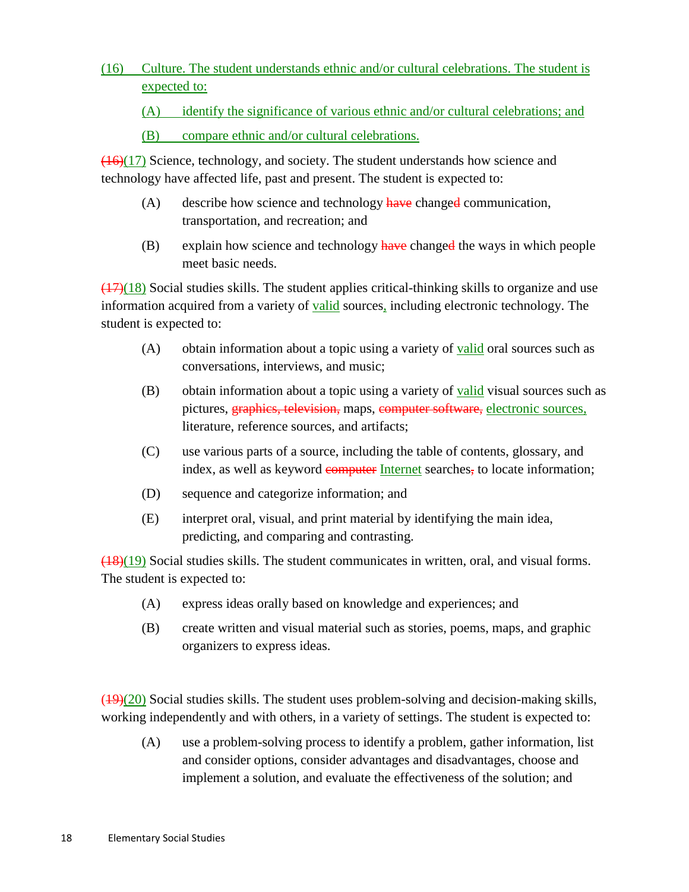(16) Culture. The student understands ethnic and/or cultural celebrations. The student is expected to:

- (A) identify the significance of various ethnic and/or cultural celebrations; and
- (B) compare ethnic and/or cultural celebrations.

~~(16)~~(17) Science, technology, and society. The student understands how science and technology have affected life, past and present. The student is expected to:

- (A) describe how science and technology ~~have~~ change~~d~~ communication, transportation, and recreation; and
- (B) explain how science and technology ~~have~~ change~~d~~ the ways in which people meet basic needs.

~~(17)~~(18) Social studies skills. The student applies critical-thinking skills to organize and use information acquired from a variety of valid sources, including electronic technology. The student is expected to:

- (A) obtain information about a topic using a variety of valid oral sources such as conversations, interviews, and music;
- (B) obtain information about a topic using a variety of valid visual sources such as pictures, ~~graphics, television,~~ maps, ~~computer software,~~ electronic sources, literature, reference sources, and artifacts;
- (C) use various parts of a source, including the table of contents, glossary, and index, as well as keyword ~~computer~~ Internet searches~~,~~ to locate information;
- (D) sequence and categorize information; and
- (E) interpret oral, visual, and print material by identifying the main idea, predicting, and comparing and contrasting.

~~(18)~~(19) Social studies skills. The student communicates in written, oral, and visual forms. The student is expected to:

- (A) express ideas orally based on knowledge and experiences; and
- (B) create written and visual material such as stories, poems, maps, and graphic organizers to express ideas.

~~(19)~~(20) Social studies skills. The student uses problem-solving and decision-making skills, working independently and with others, in a variety of settings. The student is expected to:

- (A) use a problem-solving process to identify a problem, gather information, list and consider options, consider advantages and disadvantages, choose and implement a solution, and evaluate the effectiveness of the solution; and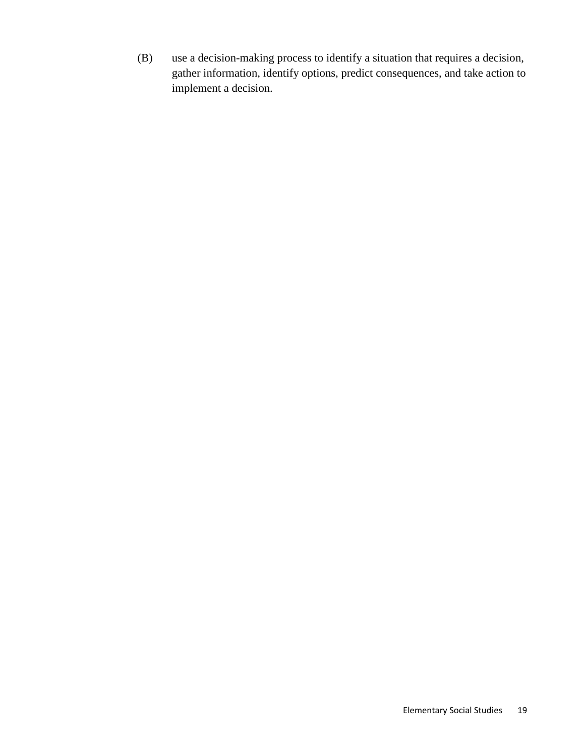(B) use a decision-making process to identify a situation that requires a decision, gather information, identify options, predict consequences, and take action to implement a decision.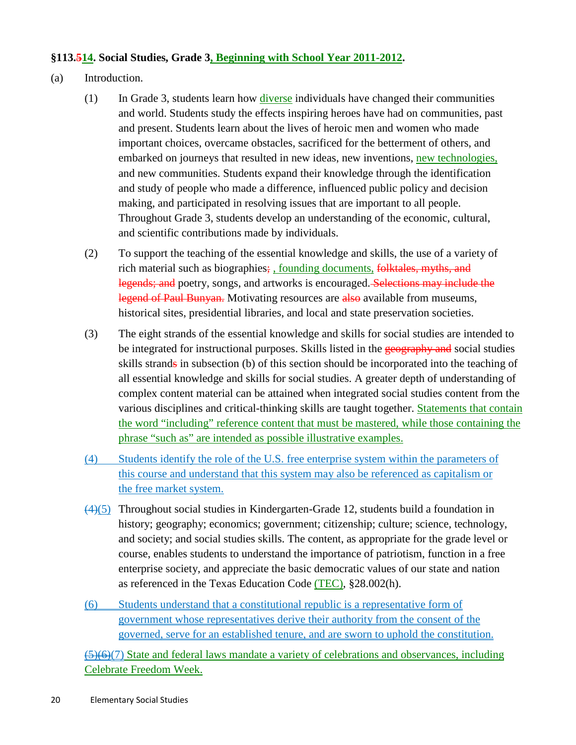## §113.514. Social Studies, Grade 3, Beginning with School Year 2011-2012.

(a) Introduction.

(1) In Grade 3, students learn how diverse individuals have changed their communities and world. Students study the effects inspiring heroes have had on communities, past and present. Students learn about the lives of heroic men and women who made important choices, overcame obstacles, sacrificed for the betterment of others, and embarked on journeys that resulted in new ideas, new inventions, new technologies, and new communities. Students expand their knowledge through the identification and study of people who made a difference, influenced public policy and decision making, and participated in resolving issues that are important to all people. Throughout Grade 3, students develop an understanding of the economic, cultural, and scientific contributions made by individuals.

(2) To support the teaching of the essential knowledge and skills, the use of a variety of rich material such as biographies; , founding documents, folktales, myths, and legends; and poetry, songs, and artworks is encouraged. Selections may include the legend of Paul Bunyan. Motivating resources are also available from museums, historical sites, presidential libraries, and local and state preservation societies.

(3) The eight strands of the essential knowledge and skills for social studies are intended to be integrated for instructional purposes. Skills listed in the geography and social studies skills strands in subsection (b) of this section should be incorporated into the teaching of all essential knowledge and skills for social studies. A greater depth of understanding of complex content material can be attained when integrated social studies content from the various disciplines and critical-thinking skills are taught together. Statements that contain the word "including" reference content that must be mastered, while those containing the phrase "such as" are intended as possible illustrative examples.

(4) Students identify the role of the U.S. free enterprise system within the parameters of this course and understand that this system may also be referenced as capitalism or the free market system.

(4)(5) Throughout social studies in Kindergarten-Grade 12, students build a foundation in history; geography; economics; government; citizenship; culture; science, technology, and society; and social studies skills. The content, as appropriate for the grade level or course, enables students to understand the importance of patriotism, function in a free enterprise society, and appreciate the basic democratic values of our state and nation as referenced in the Texas Education Code (TEC), §28.002(h).

(6) Students understand that a constitutional republic is a representative form of government whose representatives derive their authority from the consent of the governed, serve for an established tenure, and are sworn to uphold the constitution.

(5)(6)(7) State and federal laws mandate a variety of celebrations and observances, including Celebrate Freedom Week.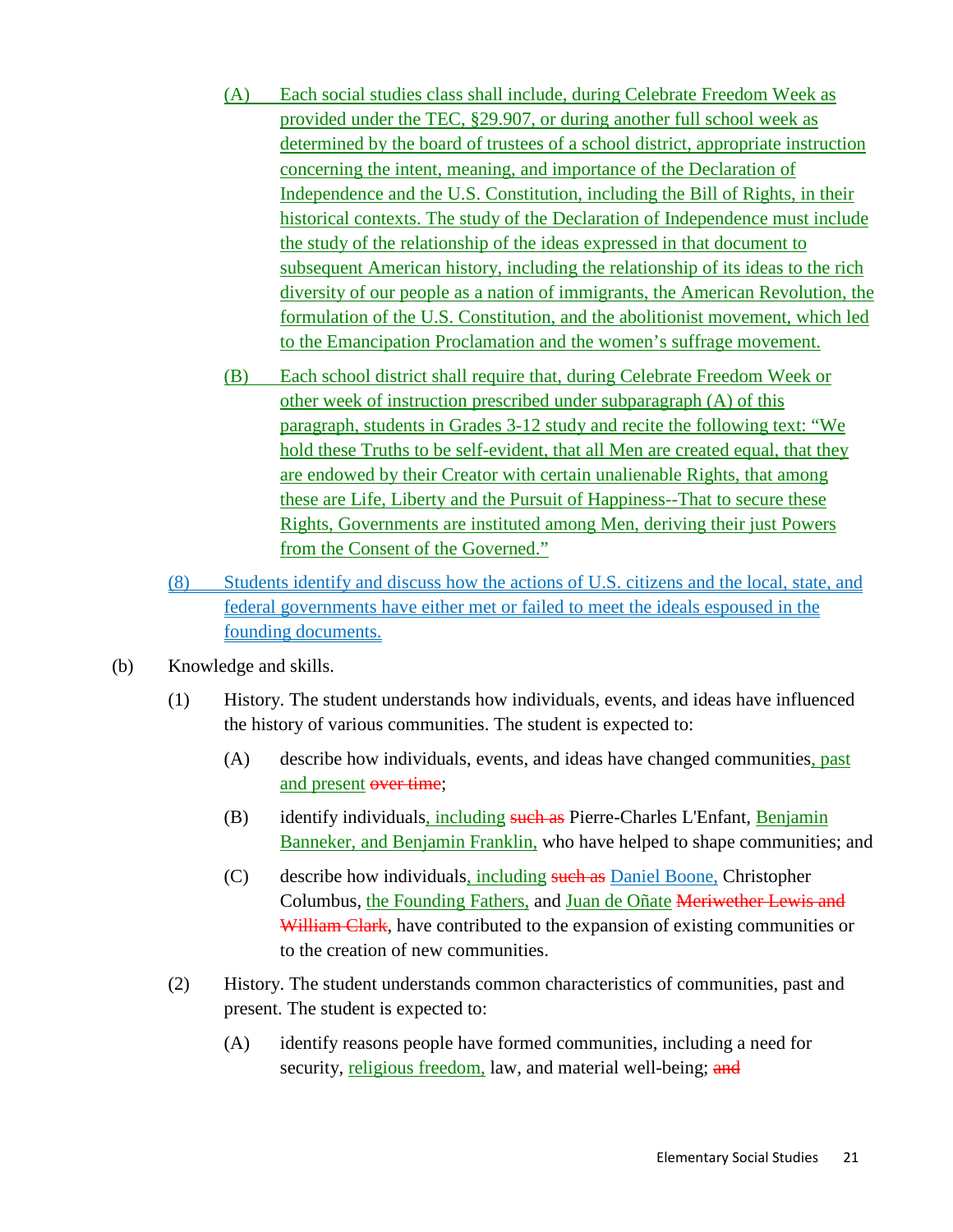(A) Each social studies class shall include, during Celebrate Freedom Week as provided under the TEC, §29.907, or during another full school week as determined by the board of trustees of a school district, appropriate instruction concerning the intent, meaning, and importance of the Declaration of Independence and the U.S. Constitution, including the Bill of Rights, in their historical contexts. The study of the Declaration of Independence must include the study of the relationship of the ideas expressed in that document to subsequent American history, including the relationship of its ideas to the rich diversity of our people as a nation of immigrants, the American Revolution, the formulation of the U.S. Constitution, and the abolitionist movement, which led to the Emancipation Proclamation and the women's suffrage movement.

(B) Each school district shall require that, during Celebrate Freedom Week or other week of instruction prescribed under subparagraph (A) of this paragraph, students in Grades 3-12 study and recite the following text: "We hold these Truths to be self-evident, that all Men are created equal, that they are endowed by their Creator with certain unalienable Rights, that among these are Life, Liberty and the Pursuit of Happiness--That to secure these Rights, Governments are instituted among Men, deriving their just Powers from the Consent of the Governed."

(8) Students identify and discuss how the actions of U.S. citizens and the local, state, and federal governments have either met or failed to meet the ideals espoused in the founding documents.

(b) Knowledge and skills.

(1) History. The student understands how individuals, events, and ideas have influenced the history of various communities. The student is expected to:

(A) describe how individuals, events, and ideas have changed communities, past and present ~~over time~~;

(B) identify individuals, including ~~such as~~ Pierre-Charles L'Enfant, Benjamin Banneker, and Benjamin Franklin, who have helped to shape communities; and

(C) describe how individuals, including ~~such as~~ Daniel Boone, Christopher Columbus, the Founding Fathers, and Juan de Oñate ~~Meriwether Lewis and William Clark~~, have contributed to the expansion of existing communities or to the creation of new communities.

(2) History. The student understands common characteristics of communities, past and present. The student is expected to:

(A) identify reasons people have formed communities, including a need for security, religious freedom, law, and material well-being; ~~and~~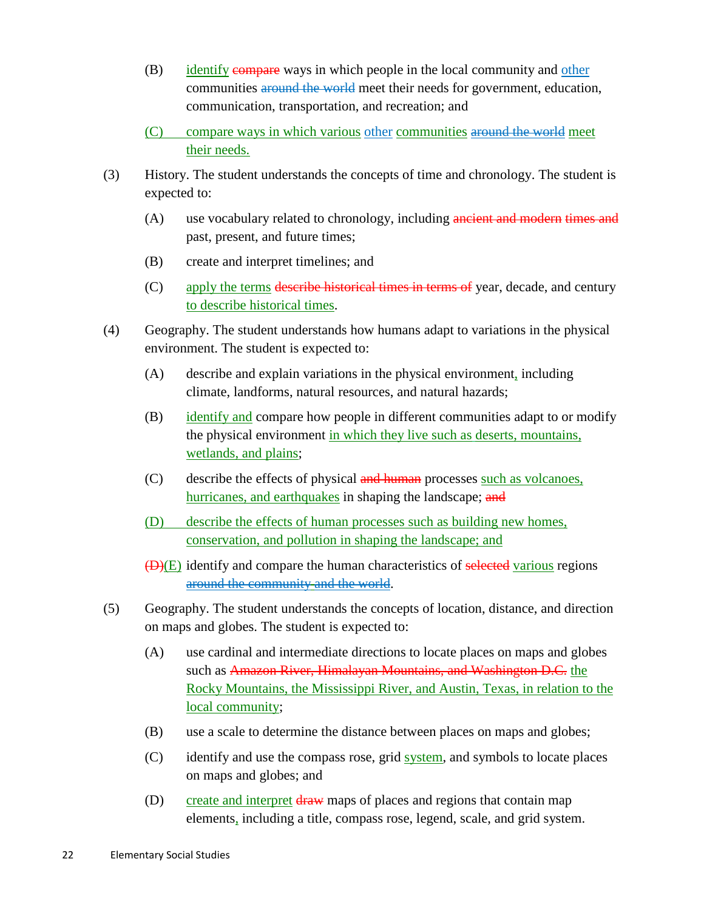(B) <u>identify</u> ~~compare~~ ways in which people in the local community and <u>other</u> communities ~~around the world~~ meet their needs for government, education, communication, transportation, and recreation; and

<u>(C) compare ways in which various other communities</u> ~~around the world~~ <u>meet their needs.</u>

(3) History. The student understands the concepts of time and chronology. The student is expected to:

(A) use vocabulary related to chronology, including ~~ancient and modern times and~~ past, present, and future times;

(B) create and interpret timelines; and

(C) <u>apply the terms</u> ~~describe historical times in terms of~~ year, decade, and century <u>to describe historical times</u>.

(4) Geography. The student understands how humans adapt to variations in the physical environment. The student is expected to:

(A) describe and explain variations in the physical environment<u>,</u> including climate, landforms, natural resources, and natural hazards;

(B) <u>identify and</u> compare how people in different communities adapt to or modify the physical environment <u>in which they live such as deserts, mountains, wetlands, and plains</u>;

(C) describe the effects of physical ~~and human~~ processes <u>such as volcanoes, hurricanes, and earthquakes</u> in shaping the landscape; ~~and~~

<u>(D) describe the effects of human processes such as building new homes, conservation, and pollution in shaping the landscape; and</u>

~~(D)~~<u>(E)</u> identify and compare the human characteristics of ~~selected~~ <u>various</u> regions ~~around the community and the world~~.

(5) Geography. The student understands the concepts of location, distance, and direction on maps and globes. The student is expected to:

(A) use cardinal and intermediate directions to locate places on maps and globes such as ~~Amazon River, Himalayan Mountains, and Washington D.C.~~ <u>the Rocky Mountains, the Mississippi River, and Austin, Texas, in relation to the local community</u>;

(B) use a scale to determine the distance between places on maps and globes;

(C) identify and use the compass rose, grid <u>system</u>, and symbols to locate places on maps and globes; and

(D) <u>create and interpret</u> ~~draw~~ maps of places and regions that contain map elements<u>,</u> including a title, compass rose, legend, scale, and grid system.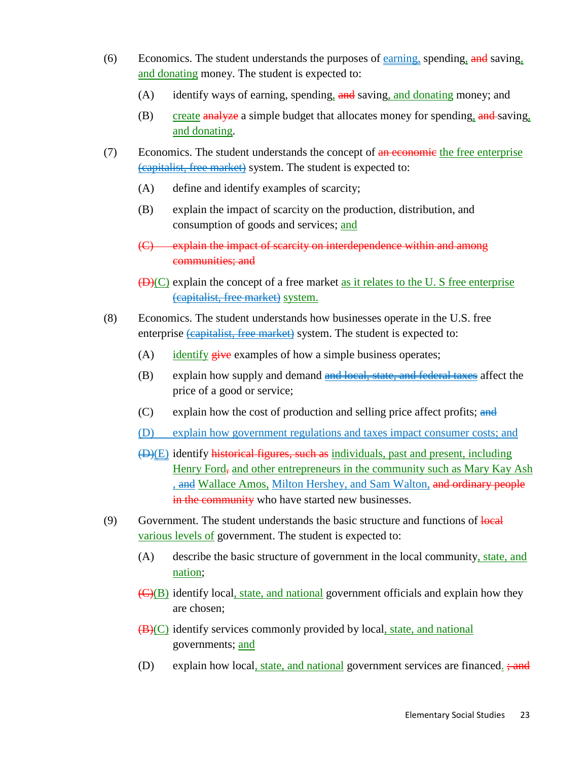(6) Economics. The student understands the purposes of <u>earning,</u> spending<u>,</u> ~~and~~ saving<u>, and donating</u> money. The student is expected to:

- (A) identify ways of earning, spending<u>,</u> ~~and~~ saving<u>, and donating</u> money; and
- (B) <u>create</u> ~~analyze~~ a simple budget that allocates money for spending<u>,</u> ~~and~~ saving<u>, and donating</u>.

(7) Economics. The student understands the concept of ~~an economic~~ <u>the free enterprise</u> ~~(capitalist, free market)~~ system. The student is expected to:

- (A) define and identify examples of scarcity;
- (B) explain the impact of scarcity on the production, distribution, and consumption of goods and services; <u>and</u>
- ~~(C) explain the impact of scarcity on interdependence within and among communities; and~~
- ~~(D)~~<u>(C)</u> explain the concept of a free market <u>as it relates to the U. S free enterprise</u> ~~(capitalist, free market)~~ <u>system.</u>

(8) Economics. The student understands how businesses operate in the U.S. free enterprise ~~(capitalist, free market)~~ system. The student is expected to:

- (A) <u>identify</u> ~~give~~ examples of how a simple business operates;
- (B) explain how supply and demand ~~and local, state, and federal taxes~~ affect the price of a good or service;
- (C) explain how the cost of production and selling price affect profits; ~~and~~
- <u>(D) explain how government regulations and taxes impact consumer costs; and</u>
- ~~(D)~~<u>(E)</u> identify ~~historical figures, such as~~ <u>individuals, past and present, including</u> <u>Henry Ford</u>~~,~~ <u>and other entrepreneurs in the community such as Mary Kay Ash</u> <u>,</u> ~~and~~ <u>Wallace Amos,</u> <u>Milton Hershey, and Sam Walton,</u> ~~and ordinary people in the community~~ who have started new businesses.

(9) Government. The student understands the basic structure and functions of ~~local~~ <u>various levels of</u> government. The student is expected to:

- (A) describe the basic structure of government in the local community<u>, state, and nation</u>;
- ~~(C)~~<u>(B)</u> identify local<u>, state, and national</u> government officials and explain how they are chosen;
- ~~(B)~~<u>(C)</u> identify services commonly provided by local<u>, state, and national</u> governments; <u>and</u>
- (D) explain how local<u>, state, and national</u> government services are financed<u>.</u> ~~; and~~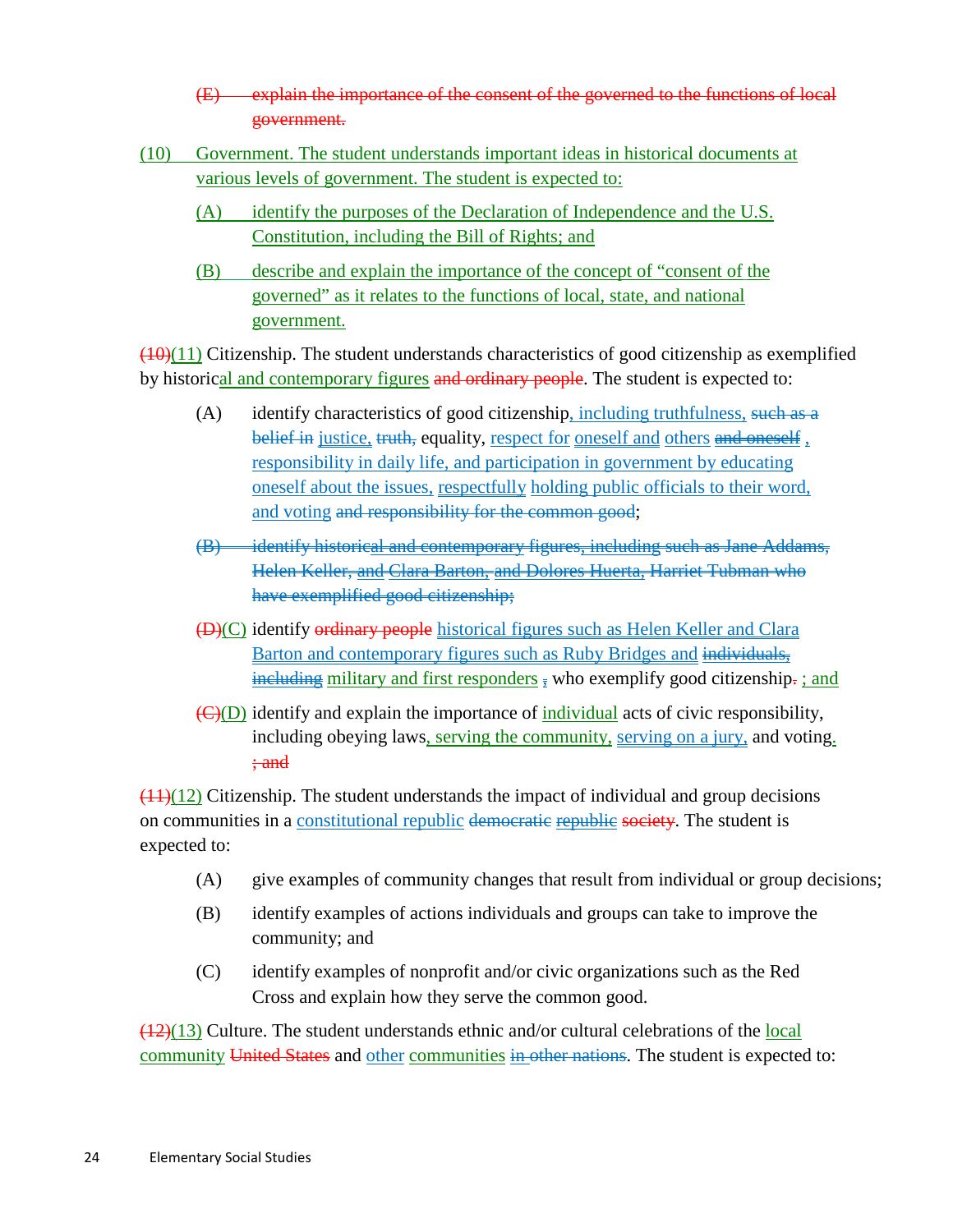(E) explain the importance of the consent of the governed to the functions of local government.

(10) Government. The student understands important ideas in historical documents at various levels of government. The student is expected to:

(A) identify the purposes of the Declaration of Independence and the U.S. Constitution, including the Bill of Rights; and

(B) describe and explain the importance of the concept of "consent of the governed" as it relates to the functions of local, state, and national government.

(10)(11) Citizenship. The student understands characteristics of good citizenship as exemplified by historical and contemporary figures and ordinary people. The student is expected to:

(A) identify characteristics of good citizenship, including truthfulness, such as a belief in justice, truth, equality, respect for oneself and others and oneself , responsibility in daily life, and participation in government by educating oneself about the issues, respectfully holding public officials to their word, and voting and responsibility for the common good;

(B) identify historical and contemporary figures, including such as Jane Addams, Helen Keller, and Clara Barton, and Dolores Huerta, Harriet Tubman who have exemplified good citizenship;

(D)(C) identify ordinary people historical figures such as Helen Keller and Clara Barton and contemporary figures such as Ruby Bridges and individuals, including military and first responders , who exemplify good citizenship. ; and

(C)(D) identify and explain the importance of individual acts of civic responsibility, including obeying laws, serving the community, serving on a jury, and voting. ; and

(11)(12) Citizenship. The student understands the impact of individual and group decisions on communities in a constitutional republic democratic republic society. The student is expected to:

(A) give examples of community changes that result from individual or group decisions;

(B) identify examples of actions individuals and groups can take to improve the community; and

(C) identify examples of nonprofit and/or civic organizations such as the Red Cross and explain how they serve the common good.

(12)(13) Culture. The student understands ethnic and/or cultural celebrations of the local community United States and other communities in other nations. The student is expected to: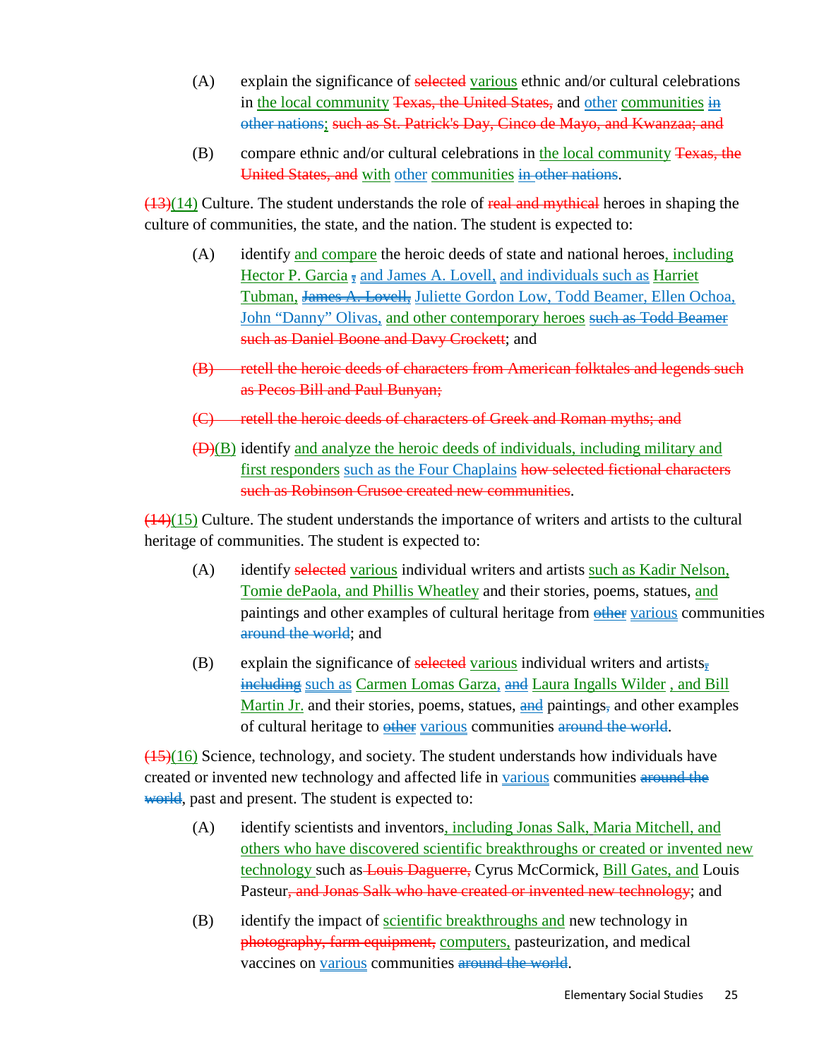(A) explain the significance of ~~selected~~ various ethnic and/or cultural celebrations in the local community ~~Texas, the United States,~~ and other communities ~~in other nations~~; ~~such as St. Patrick's Day, Cinco de Mayo, and Kwanzaa; and~~

(B) compare ethnic and/or cultural celebrations in the local community ~~Texas, the United States, and~~ with other communities ~~in other nations~~.

~~(13)~~(14) Culture. The student understands the role of ~~real and mythical~~ heroes in shaping the culture of communities, the state, and the nation. The student is expected to:

(A) identify and compare the heroic deeds of state and national heroes, including Hector P. Garcia ~~,~~ and James A. Lovell, and individuals such as Harriet Tubman, ~~James A. Lovell,~~ Juliette Gordon Low, Todd Beamer, Ellen Ochoa, John “Danny” Olivas, and other contemporary heroes ~~such as Todd Beamer~~ ~~such as Daniel Boone and Davy Crockett~~; and

~~(B) retell the heroic deeds of characters from American folktales and legends such as Pecos Bill and Paul Bunyan;~~

~~(C) retell the heroic deeds of characters of Greek and Roman myths; and~~

~~(D)~~(B) identify and analyze the heroic deeds of individuals, including military and first responders such as the Four Chaplains ~~how selected fictional characters such as Robinson Crusoe created new communities~~.

~~(14)~~(15) Culture. The student understands the importance of writers and artists to the cultural heritage of communities. The student is expected to:

(A) identify ~~selected~~ various individual writers and artists such as Kadir Nelson, Tomie dePaola, and Phillis Wheatley and their stories, poems, statues, and paintings and other examples of cultural heritage from ~~other~~ various communities ~~around the world~~; and

(B) explain the significance of ~~selected~~ various individual writers and artists~~,~~ ~~including~~ such as Carmen Lomas Garza, ~~and~~ Laura Ingalls Wilder , and Bill Martin Jr. and their stories, poems, statues, ~~and~~ paintings~~,~~ and other examples of cultural heritage to ~~other~~ various communities ~~around the world~~.

~~(15)~~(16) Science, technology, and society. The student understands how individuals have created or invented new technology and affected life in various communities ~~around the world~~, past and present. The student is expected to:

(A) identify scientists and inventors, including Jonas Salk, Maria Mitchell, and others who have discovered scientific breakthroughs or created or invented new technology such as ~~Louis Daguerre,~~ Cyrus McCormick, Bill Gates, and Louis Pasteur~~, and Jonas Salk who have created or invented new technology~~; and

(B) identify the impact of scientific breakthroughs and new technology in ~~photography, farm equipment,~~ computers, pasteurization, and medical vaccines on various communities ~~around the world~~.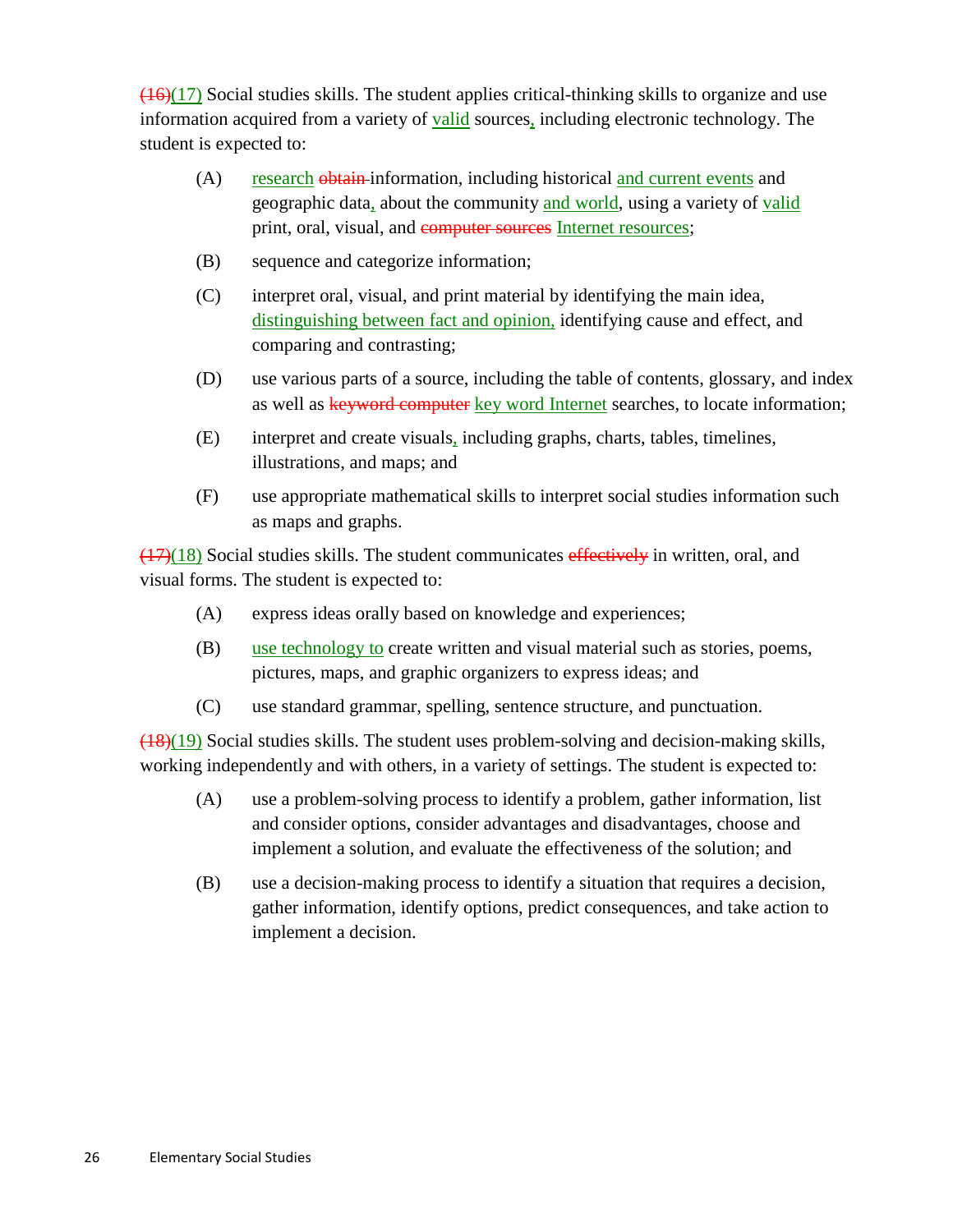~~(16)~~(17) Social studies skills. The student applies critical-thinking skills to organize and use information acquired from a variety of valid sources, including electronic technology. The student is expected to:

(A) research ~~obtain~~ information, including historical and current events and geographic data, about the community and world, using a variety of valid print, oral, visual, and ~~computer sources~~ Internet resources;

(B) sequence and categorize information;

(C) interpret oral, visual, and print material by identifying the main idea, distinguishing between fact and opinion, identifying cause and effect, and comparing and contrasting;

(D) use various parts of a source, including the table of contents, glossary, and index as well as ~~keyword computer~~ key word Internet searches, to locate information;

(E) interpret and create visuals, including graphs, charts, tables, timelines, illustrations, and maps; and

(F) use appropriate mathematical skills to interpret social studies information such as maps and graphs.

~~(17)~~(18) Social studies skills. The student communicates ~~effectively~~ in written, oral, and visual forms. The student is expected to:

(A) express ideas orally based on knowledge and experiences;

(B) use technology to create written and visual material such as stories, poems, pictures, maps, and graphic organizers to express ideas; and

(C) use standard grammar, spelling, sentence structure, and punctuation.

~~(18)~~(19) Social studies skills. The student uses problem-solving and decision-making skills, working independently and with others, in a variety of settings. The student is expected to:

(A) use a problem-solving process to identify a problem, gather information, list and consider options, consider advantages and disadvantages, choose and implement a solution, and evaluate the effectiveness of the solution; and

(B) use a decision-making process to identify a situation that requires a decision, gather information, identify options, predict consequences, and take action to implement a decision.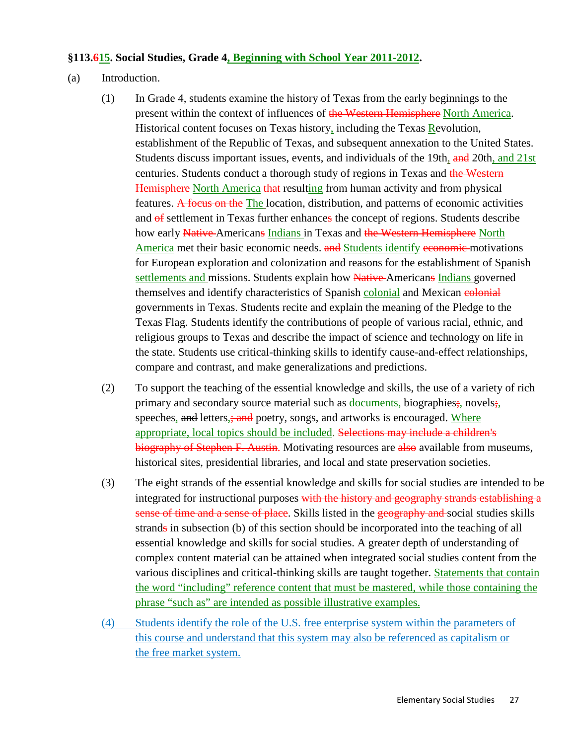**§113.~~6~~<u>15</u>. Social Studies, Grade 4<u>, Beginning with School Year 2011-2012</u>.**

(a) Introduction.

(1) In Grade 4, students examine the history of Texas from the early beginnings to the present within the context of influences of ~~the Western Hemisphere~~ <u>North America</u>. Historical content focuses on Texas history<u>,</u> including the Texas <u>R</u>evolution, establishment of the Republic of Texas, and subsequent annexation to the United States. Students discuss important issues, events, and individuals of the 19th<u>,</u> ~~and~~ 20th<u>, and 21st</u> centuries. Students conduct a thorough study of regions in Texas and ~~the Western Hemisphere~~ <u>North America</u> ~~that~~ result<u>ing</u> from human activity and from physical features. ~~A focus on the~~ <u>The</u> location, distribution, and patterns of economic activities and ~~of~~ settlement in Texas further enhance~~s~~ the concept of regions. Students describe how early ~~Native~~ American~~s~~ <u>Indians</u> in Texas and ~~the Western Hemisphere~~ <u>North America</u> met their basic economic needs. ~~and~~ <u>Students identify</u> ~~economic~~ motivations for European exploration and colonization and reasons for the establishment of Spanish <u>settlements and</u> missions. Students explain how ~~Native~~ American~~s~~ <u>Indians</u> governed themselves and identify characteristics of Spanish <u>colonial</u> and Mexican ~~colonial~~ governments in Texas. Students recite and explain the meaning of the Pledge to the Texas Flag. Students identify the contributions of people of various racial, ethnic, and religious groups to Texas and describe the impact of science and technology on life in the state. Students use critical-thinking skills to identify cause-and-effect relationships, compare and contrast, and make generalizations and predictions.

(2) To support the teaching of the essential knowledge and skills, the use of a variety of rich primary and secondary source material such as <u>documents,</u> biographies~~;~~<u>,</u> novels~~;~~<u>,</u> speeches<u>,</u> ~~and~~ letters<u>,</u>~~; and~~ poetry, songs, and artworks is encouraged. <u>Where appropriate, local topics should be included.</u> ~~Selections may include a children's biography of Stephen F. Austin.~~ Motivating resources are ~~also~~ available from museums, historical sites, presidential libraries, and local and state preservation societies.

(3) The eight strands of the essential knowledge and skills for social studies are intended to be integrated for instructional purposes ~~with the history and geography strands establishing a sense of time and a sense of place~~. Skills listed in the ~~geography and~~ social studies skills strand~~s~~ in subsection (b) of this section should be incorporated into the teaching of all essential knowledge and skills for social studies. A greater depth of understanding of complex content material can be attained when integrated social studies content from the various disciplines and critical-thinking skills are taught together. <u>Statements that contain the word "including" reference content that must be mastered, while those containing the phrase "such as" are intended as possible illustrative examples.</u>

<u>(4) Students identify the role of the U.S. free enterprise system within the parameters of this course and understand that this system may also be referenced as capitalism or the free market system.</u>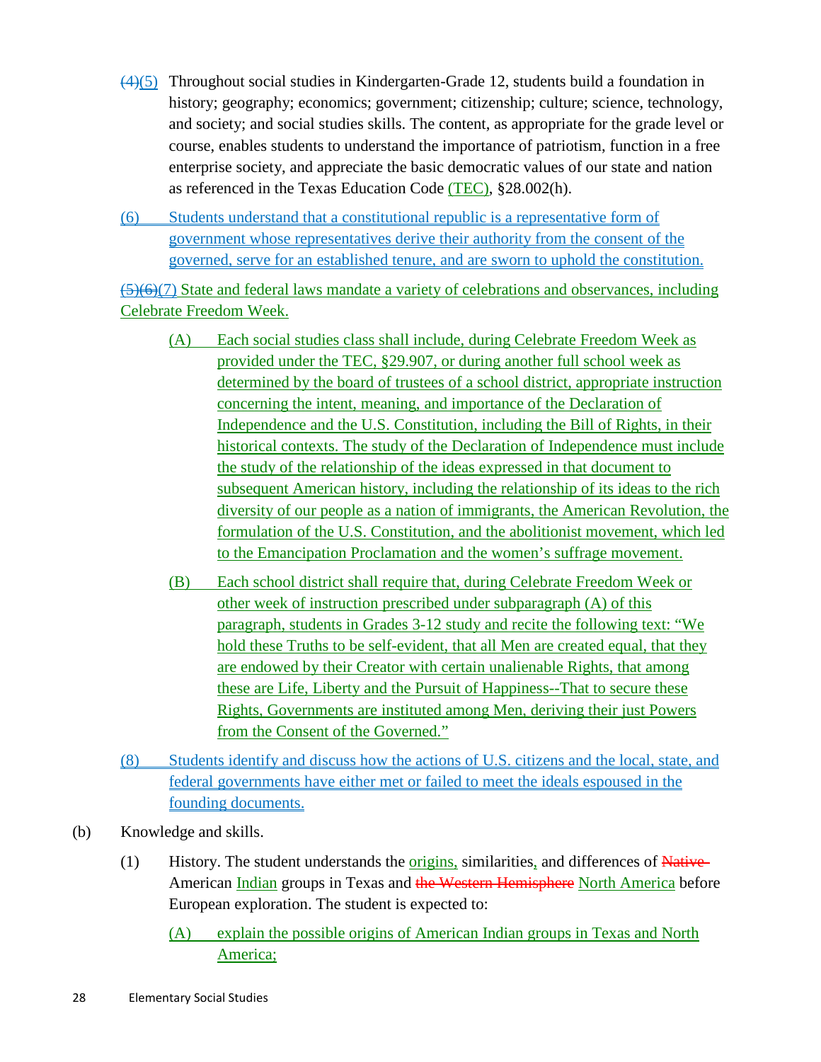~~(4)~~(5) Throughout social studies in Kindergarten-Grade 12, students build a foundation in history; geography; economics; government; citizenship; culture; science, technology, and society; and social studies skills. The content, as appropriate for the grade level or course, enables students to understand the importance of patriotism, function in a free enterprise society, and appreciate the basic democratic values of our state and nation as referenced in the Texas Education Code (TEC), §28.002(h).

(6) Students understand that a constitutional republic is a representative form of government whose representatives derive their authority from the consent of the governed, serve for an established tenure, and are sworn to uphold the constitution.

~~(5)(6)~~(7) State and federal laws mandate a variety of celebrations and observances, including Celebrate Freedom Week.

(A) Each social studies class shall include, during Celebrate Freedom Week as provided under the TEC, §29.907, or during another full school week as determined by the board of trustees of a school district, appropriate instruction concerning the intent, meaning, and importance of the Declaration of Independence and the U.S. Constitution, including the Bill of Rights, in their historical contexts. The study of the Declaration of Independence must include the study of the relationship of the ideas expressed in that document to subsequent American history, including the relationship of its ideas to the rich diversity of our people as a nation of immigrants, the American Revolution, the formulation of the U.S. Constitution, and the abolitionist movement, which led to the Emancipation Proclamation and the women's suffrage movement.

(B) Each school district shall require that, during Celebrate Freedom Week or other week of instruction prescribed under subparagraph (A) of this paragraph, students in Grades 3-12 study and recite the following text: "We hold these Truths to be self-evident, that all Men are created equal, that they are endowed by their Creator with certain unalienable Rights, that among these are Life, Liberty and the Pursuit of Happiness--That to secure these Rights, Governments are instituted among Men, deriving their just Powers from the Consent of the Governed."

(8) Students identify and discuss how the actions of U.S. citizens and the local, state, and federal governments have either met or failed to meet the ideals espoused in the founding documents.

(b) Knowledge and skills.

(1) History. The student understands the origins, similarities, and differences of ~~Native~~ American Indian groups in Texas and ~~the Western Hemisphere~~ North America before European exploration. The student is expected to:

(A) explain the possible origins of American Indian groups in Texas and North America;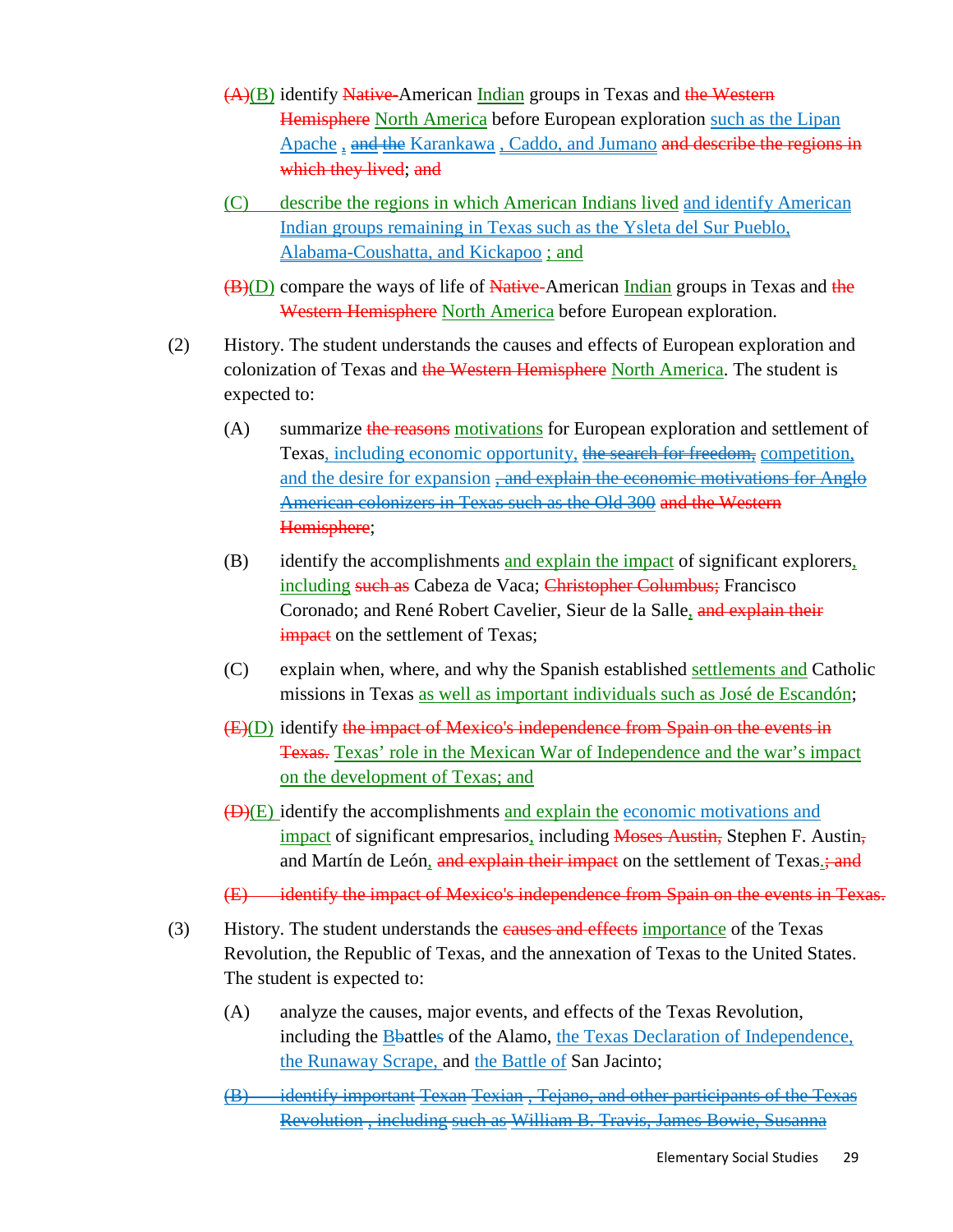(A)(B) identify Native-American Indian groups in Texas and the Western Hemisphere North America before European exploration such as the Lipan Apache , and the Karankawa , Caddo, and Jumano and describe the regions in which they lived; and

(C) describe the regions in which American Indians lived and identify American Indian groups remaining in Texas such as the Ysleta del Sur Pueblo, Alabama-Coushatta, and Kickapoo ; and

(B)(D) compare the ways of life of Native-American Indian groups in Texas and the Western Hemisphere North America before European exploration.

(2) History. The student understands the causes and effects of European exploration and colonization of Texas and the Western Hemisphere North America. The student is expected to:

(A) summarize the reasons motivations for European exploration and settlement of Texas, including economic opportunity, the search for freedom, competition, and the desire for expansion , and explain the economic motivations for Anglo American colonizers in Texas such as the Old 300 and the Western Hemisphere;

(B) identify the accomplishments and explain the impact of significant explorers, including such as Cabeza de Vaca; Christopher Columbus; Francisco Coronado; and René Robert Cavelier, Sieur de la Salle, and explain their impact on the settlement of Texas;

(C) explain when, where, and why the Spanish established settlements and Catholic missions in Texas as well as important individuals such as José de Escandón;

(E)(D) identify the impact of Mexico's independence from Spain on the events in Texas. Texas' role in the Mexican War of Independence and the war's impact on the development of Texas; and

(D)(E) identify the accomplishments and explain the economic motivations and impact of significant empresarios, including Moses Austin, Stephen F. Austin, and Martín de León, and explain their impact on the settlement of Texas.; and

(E) identify the impact of Mexico's independence from Spain on the events in Texas.

(3) History. The student understands the causes and effects importance of the Texas Revolution, the Republic of Texas, and the annexation of Texas to the United States. The student is expected to:

(A) analyze the causes, major events, and effects of the Texas Revolution, including the Bbattles of the Alamo, the Texas Declaration of Independence, the Runaway Scrape, and the Battle of San Jacinto;

(B) identify important Texan Texian , Tejano, and other participants of the Texas Revolution , including such as William B. Travis, James Bowie, Susanna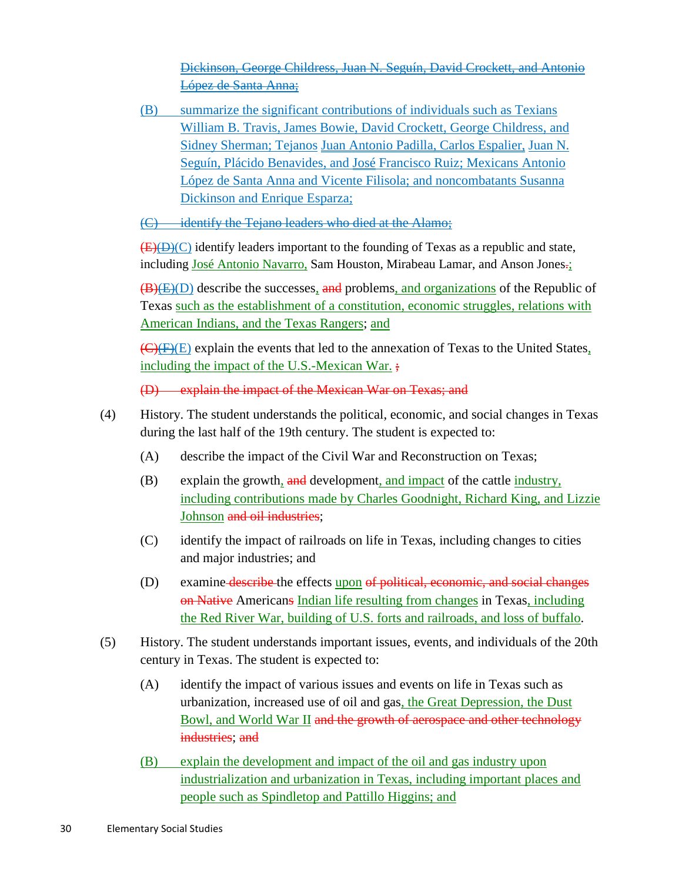~~Dickinson, George Childress, Juan N. Seguín, David Crockett, and Antonio López de Santa Anna;~~

(B) summarize the significant contributions of individuals such as Texians William B. Travis, James Bowie, David Crockett, George Childress, and Sidney Sherman; Tejanos Juan Antonio Padilla, Carlos Espalier, Juan N. Seguín, Plácido Benavides, and José Francisco Ruiz; Mexicans Antonio López de Santa Anna and Vicente Filisola; and noncombatants Susanna Dickinson and Enrique Esparza;

~~(C) identify the Tejano leaders who died at the Alamo;~~

~~(E)~~~~(D)~~(C) identify leaders important to the founding of Texas as a republic and state, including José Antonio Navarro, Sam Houston, Mirabeau Lamar, and Anson Jones~~.~~;

~~(B)~~~~(E)~~(D) describe the successes, ~~and~~ problems, and organizations of the Republic of Texas such as the establishment of a constitution, economic struggles, relations with American Indians, and the Texas Rangers; and

~~(C)~~~~(F)~~(E) explain the events that led to the annexation of Texas to the United States, including the impact of the U.S.-Mexican War. ~~;~~

~~(D) explain the impact of the Mexican War on Texas; and~~

(4) History. The student understands the political, economic, and social changes in Texas during the last half of the 19th century. The student is expected to:

(A) describe the impact of the Civil War and Reconstruction on Texas;

(B) explain the growth, ~~and~~ development, and impact of the cattle industry, including contributions made by Charles Goodnight, Richard King, and Lizzie Johnson ~~and oil industries~~;

(C) identify the impact of railroads on life in Texas, including changes to cities and major industries; and

(D) examine ~~describe~~ the effects upon ~~of political, economic, and social changes on Native~~ American~~s~~ Indian life resulting from changes in Texas, including the Red River War, building of U.S. forts and railroads, and loss of buffalo.

(5) History. The student understands important issues, events, and individuals of the 20th century in Texas. The student is expected to:

(A) identify the impact of various issues and events on life in Texas such as urbanization, increased use of oil and gas, the Great Depression, the Dust Bowl, and World War II ~~and the growth of aerospace and other technology industries~~; ~~and~~

(B) explain the development and impact of the oil and gas industry upon industrialization and urbanization in Texas, including important places and people such as Spindletop and Pattillo Higgins; and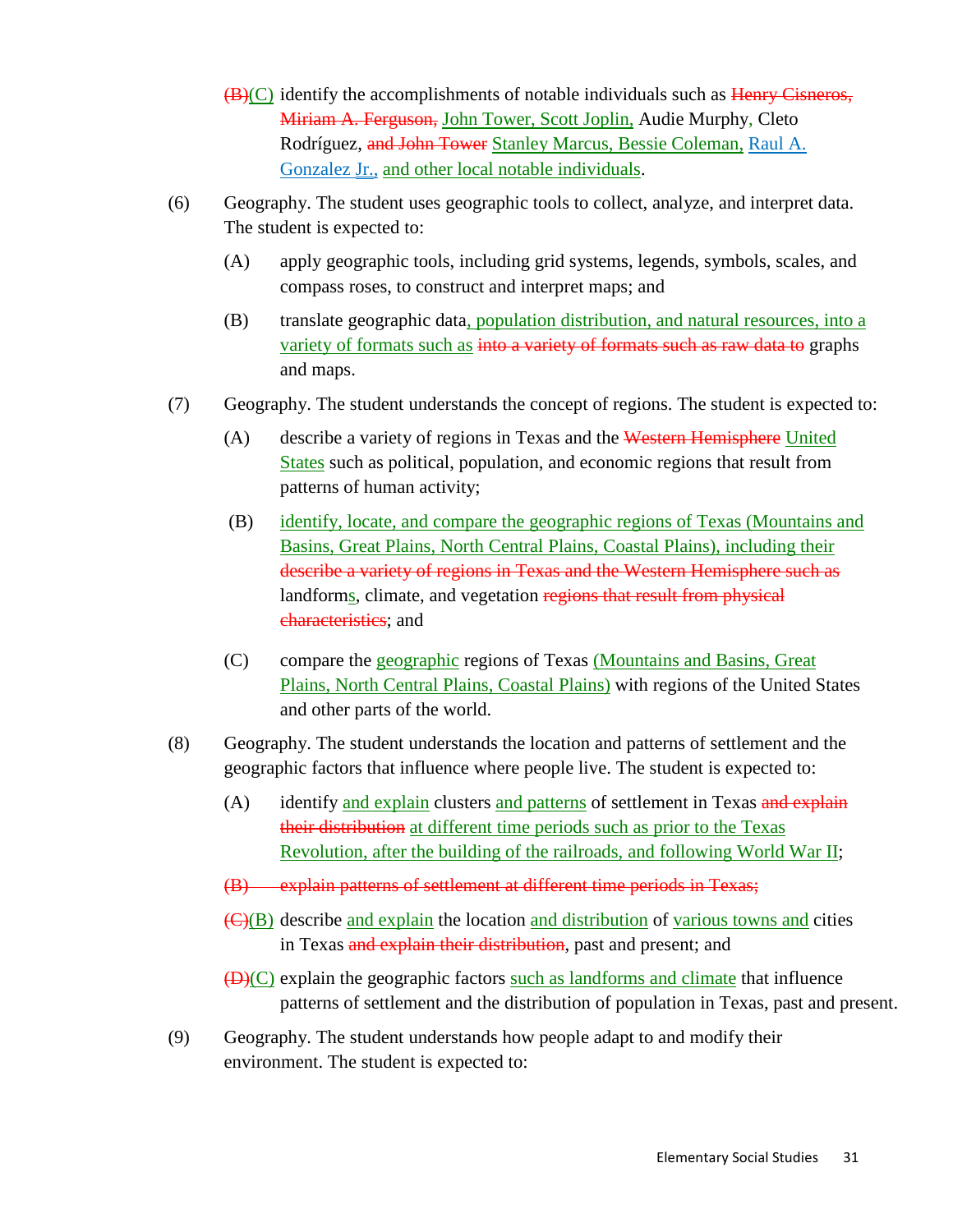~~(B)~~<u>(C)</u> identify the accomplishments of notable individuals such as ~~Henry Cisneros, Miriam A. Ferguson,~~ <u>John Tower, Scott Joplin,</u> Audie Murphy, Cleto Rodríguez, ~~and John Tower~~ <u>Stanley Marcus, Bessie Coleman,</u> <u>Raul A. Gonzalez Jr.,</u> <u>and other local notable individuals</u>.

(6) Geography. The student uses geographic tools to collect, analyze, and interpret data. The student is expected to:

- (A) apply geographic tools, including grid systems, legends, symbols, scales, and compass roses, to construct and interpret maps; and
- (B) translate geographic data<u>, population distribution, and natural resources, into a variety of formats such as</u> ~~into a variety of formats such as raw data to~~ graphs and maps.

(7) Geography. The student understands the concept of regions. The student is expected to:

- (A) describe a variety of regions in Texas and the ~~Western Hemisphere~~ <u>United States</u> such as political, population, and economic regions that result from patterns of human activity;
- (B) <u>identify, locate, and compare the geographic regions of Texas (Mountains and Basins, Great Plains, North Central Plains, Coastal Plains), including their</u> ~~describe a variety of regions in Texas and the Western Hemisphere such as~~ landform<u>s</u>, climate, and vegetation ~~regions that result from physical characteristics~~; and
- (C) compare the <u>geographic</u> regions of Texas <u>(Mountains and Basins, Great Plains, North Central Plains, Coastal Plains)</u> with regions of the United States and other parts of the world.

(8) Geography. The student understands the location and patterns of settlement and the geographic factors that influence where people live. The student is expected to:

- (A) identify <u>and explain</u> clusters <u>and patterns</u> of settlement in Texas ~~and explain their distribution~~ <u>at different time periods such as prior to the Texas Revolution, after the building of the railroads, and following World War II</u>;
- ~~(B) explain patterns of settlement at different time periods in Texas;~~
- ~~(C)~~<u>(B)</u> describe <u>and explain</u> the location <u>and distribution</u> of <u>various towns and</u> cities in Texas ~~and explain their distribution~~, past and present; and
- ~~(D)~~<u>(C)</u> explain the geographic factors <u>such as landforms and climate</u> that influence patterns of settlement and the distribution of population in Texas, past and present.

(9) Geography. The student understands how people adapt to and modify their environment. The student is expected to: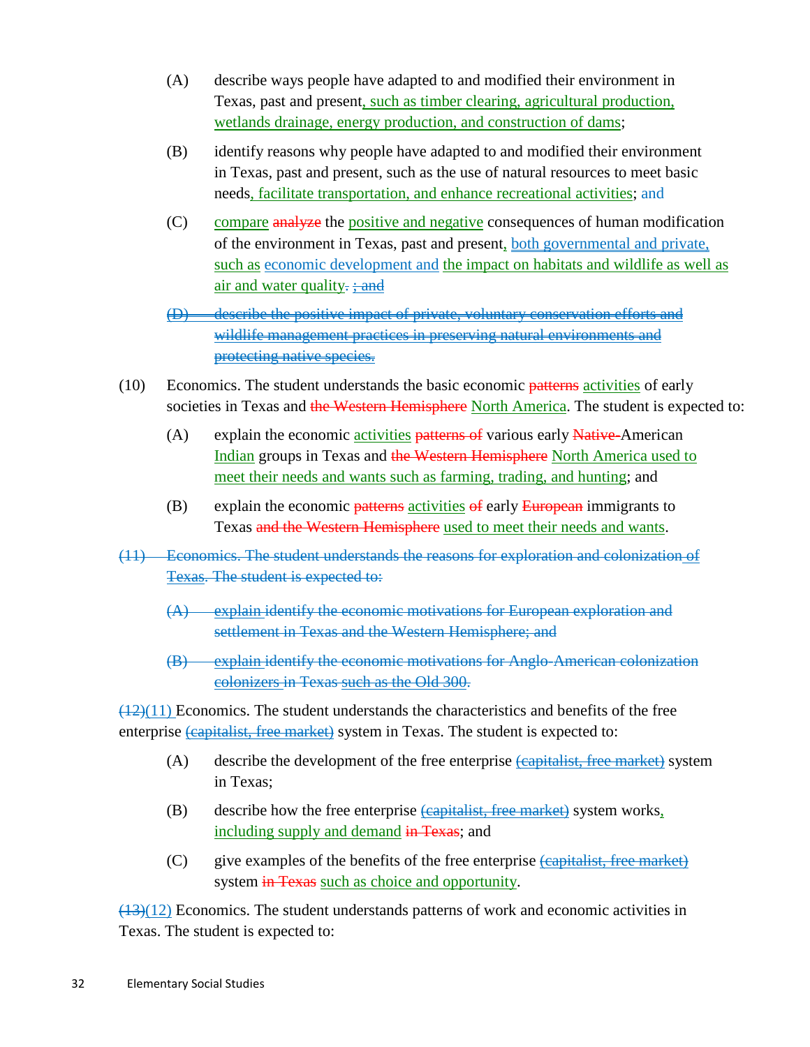(A) describe ways people have adapted to and modified their environment in Texas, past and present<u>, such as timber clearing, agricultural production, wetlands drainage, energy production, and construction of dams</u>;

(B) identify reasons why people have adapted to and modified their environment in Texas, past and present, such as the use of natural resources to meet basic needs<u>, facilitate transportation, and enhance recreational activities</u>; <u>and</u>

(C) <u>compare</u> ~~analyze~~ the <u>positive and negative</u> consequences of human modification of the environment in Texas, past and present<u>,</u> <u>both governmental and private, such as</u> <u>economic development and</u> <u>the impact on habitats and wildlife as well as air and water quality</u>~~.~~ ~~; and~~

~~(D) describe the positive impact of private, voluntary conservation efforts and wildlife management practices in preserving natural environments and protecting native species.~~

(10) Economics. The student understands the basic economic ~~patterns~~ <u>activities</u> of early societies in Texas and ~~the Western Hemisphere~~ <u>North America</u>. The student is expected to:

(A) explain the economic <u>activities</u> ~~patterns of~~ various early ~~Native-~~American <u>Indian</u> groups in Texas and ~~the Western Hemisphere~~ <u>North America used to meet their needs and wants such as farming, trading, and hunting</u>; and

(B) explain the economic ~~patterns~~ <u>activities</u> ~~of~~ early ~~European~~ immigrants to Texas ~~and the Western Hemisphere~~ <u>used to meet their needs and wants</u>.

~~(11) Economics. The student understands the reasons for exploration and colonization of Texas. The student is expected to:~~

~~(A) explain identify the economic motivations for European exploration and settlement in Texas and the Western Hemisphere; and~~

~~(B) explain identify the economic motivations for Anglo-American colonization colonizers in Texas such as the Old 300.~~

~~(12)~~<u>(11)</u> Economics. The student understands the characteristics and benefits of the free enterprise ~~(capitalist, free market)~~ system in Texas. The student is expected to:

(A) describe the development of the free enterprise ~~(capitalist, free market)~~ system in Texas;

(B) describe how the free enterprise ~~(capitalist, free market)~~ system works<u>,</u> <u>including supply and demand</u> ~~in Texas~~; and

(C) give examples of the benefits of the free enterprise ~~(capitalist, free market)~~ system ~~in Texas~~ <u>such as choice and opportunity</u>.

~~(13)~~<u>(12)</u> Economics. The student understands patterns of work and economic activities in Texas. The student is expected to: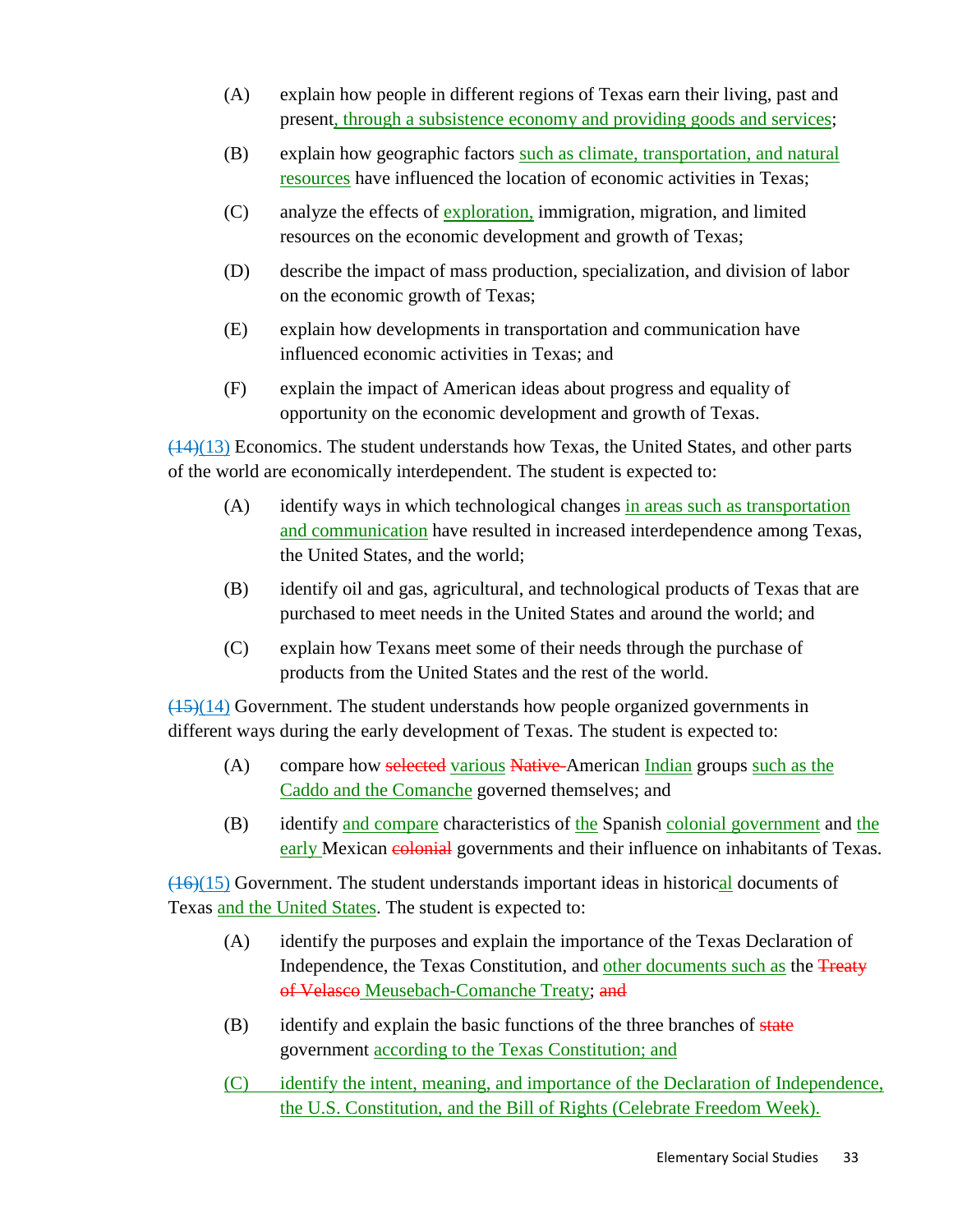(A) explain how people in different regions of Texas earn their living, past and present, through a subsistence economy and providing goods and services;

(B) explain how geographic factors such as climate, transportation, and natural resources have influenced the location of economic activities in Texas;

(C) analyze the effects of exploration, immigration, migration, and limited resources on the economic development and growth of Texas;

(D) describe the impact of mass production, specialization, and division of labor on the economic growth of Texas;

(E) explain how developments in transportation and communication have influenced economic activities in Texas; and

(F) explain the impact of American ideas about progress and equality of opportunity on the economic development and growth of Texas.

~~(14)~~(13) Economics. The student understands how Texas, the United States, and other parts of the world are economically interdependent. The student is expected to:

(A) identify ways in which technological changes in areas such as transportation and communication have resulted in increased interdependence among Texas, the United States, and the world;

(B) identify oil and gas, agricultural, and technological products of Texas that are purchased to meet needs in the United States and around the world; and

(C) explain how Texans meet some of their needs through the purchase of products from the United States and the rest of the world.

~~(15)~~(14) Government. The student understands how people organized governments in different ways during the early development of Texas. The student is expected to:

(A) compare how ~~selected~~ various ~~Native-~~American Indian groups such as the Caddo and the Comanche governed themselves; and

(B) identify and compare characteristics of the Spanish colonial government and the early Mexican ~~colonial~~ governments and their influence on inhabitants of Texas.

~~(16)~~(15) Government. The student understands important ideas in historical documents of Texas and the United States. The student is expected to:

(A) identify the purposes and explain the importance of the Texas Declaration of Independence, the Texas Constitution, and other documents such as the ~~Treaty of Velasco~~ Meusebach-Comanche Treaty; ~~and~~

(B) identify and explain the basic functions of the three branches of ~~state~~ government according to the Texas Constitution; and

(C) identify the intent, meaning, and importance of the Declaration of Independence, the U.S. Constitution, and the Bill of Rights (Celebrate Freedom Week).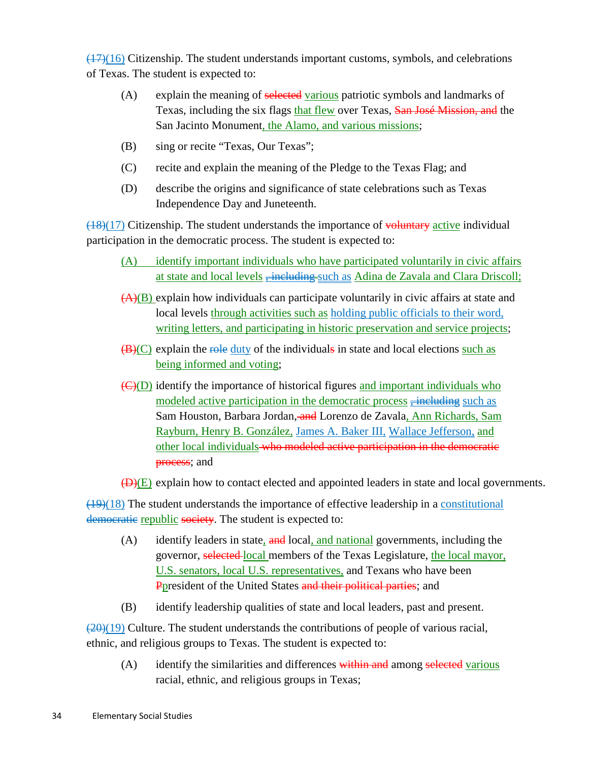~~(17)~~(16) Citizenship. The student understands important customs, symbols, and celebrations of Texas. The student is expected to:

(A) explain the meaning of ~~selected~~ various patriotic symbols and landmarks of Texas, including the six flags that flew over Texas, ~~San José Mission, and~~ the San Jacinto Monument, the Alamo, and various missions;

(B) sing or recite "Texas, Our Texas";

(C) recite and explain the meaning of the Pledge to the Texas Flag; and

(D) describe the origins and significance of state celebrations such as Texas Independence Day and Juneteenth.

~~(18)~~(17) Citizenship. The student understands the importance of ~~voluntary~~ active individual participation in the democratic process. The student is expected to:

(A) identify important individuals who have participated voluntarily in civic affairs at state and local levels ~~, including~~ such as Adina de Zavala and Clara Driscoll;

~~(A)~~(B) explain how individuals can participate voluntarily in civic affairs at state and local levels through activities such as holding public officials to their word, writing letters, and participating in historic preservation and service projects;

~~(B)~~(C) explain the ~~role~~ duty of the individual~~s~~ in state and local elections such as being informed and voting;

~~(C)~~(D) identify the importance of historical figures and important individuals who modeled active participation in the democratic process ~~, including~~ such as Sam Houston, Barbara Jordan, ~~and~~ Lorenzo de Zavala, Ann Richards, Sam Rayburn, Henry B. González, James A. Baker III, Wallace Jefferson, and other local individuals ~~who modeled active participation in the democratic process~~; and

~~(D)~~(E) explain how to contact elected and appointed leaders in state and local governments.

~~(19)~~(18) The student understands the importance of effective leadership in a constitutional ~~democratic~~ republic ~~society~~. The student is expected to:

(A) identify leaders in state, ~~and~~ local, and national governments, including the governor, ~~selected~~ local members of the Texas Legislature, the local mayor, U.S. senators, local U.S. representatives, and Texans who have been ~~P~~president of the United States ~~and their political parties~~; and

(B) identify leadership qualities of state and local leaders, past and present.

~~(20)~~(19) Culture. The student understands the contributions of people of various racial, ethnic, and religious groups to Texas. The student is expected to:

(A) identify the similarities and differences ~~within and~~ among ~~selected~~ various racial, ethnic, and religious groups in Texas;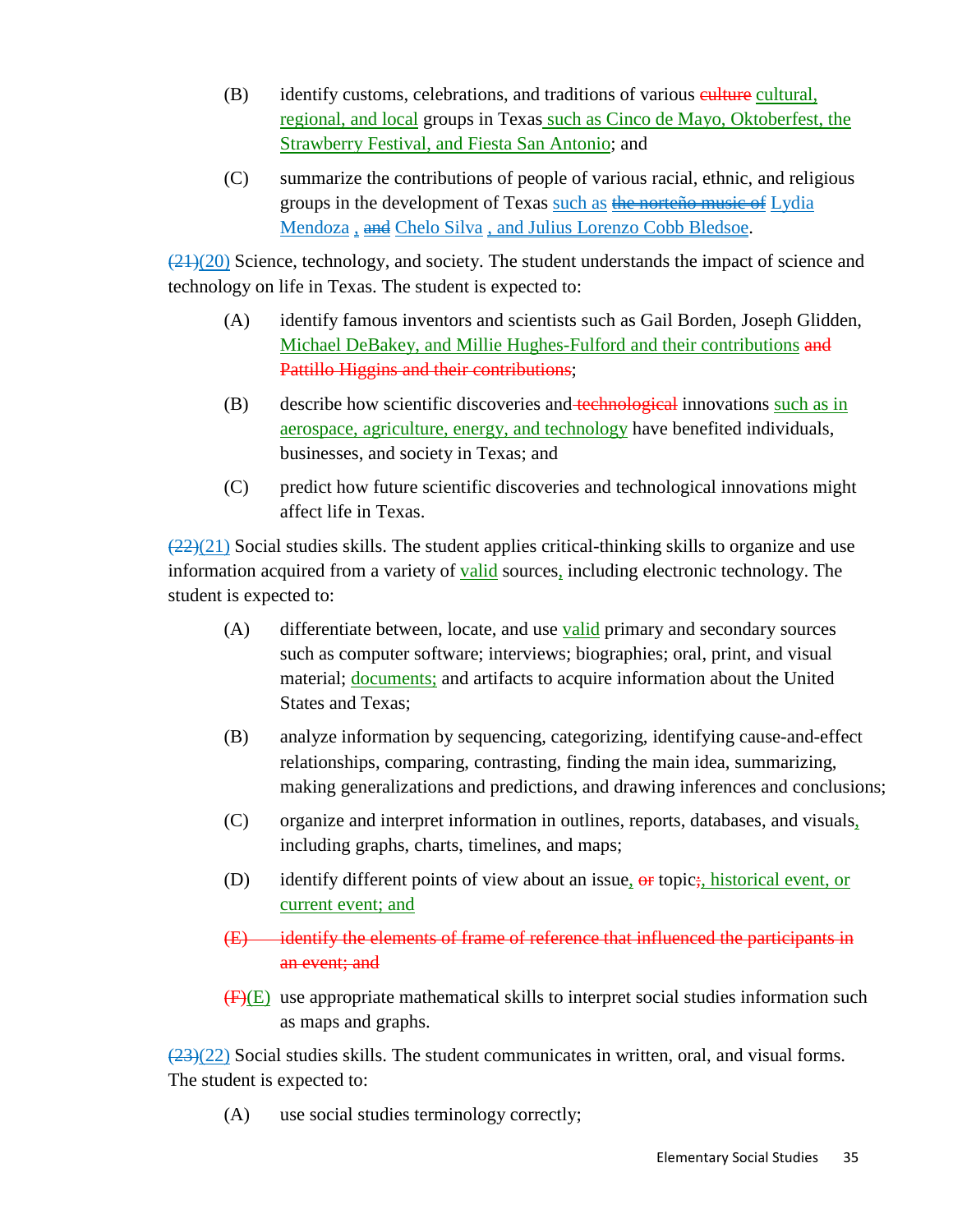(B) identify customs, celebrations, and traditions of various ~~culture~~ cultural, regional, and local groups in Texas such as Cinco de Mayo, Oktoberfest, the Strawberry Festival, and Fiesta San Antonio; and

(C) summarize the contributions of people of various racial, ethnic, and religious groups in the development of Texas such as ~~the norteño music of~~ Lydia Mendoza , ~~and~~ Chelo Silva , and Julius Lorenzo Cobb Bledsoe.

~~(21)~~(20) Science, technology, and society. The student understands the impact of science and technology on life in Texas. The student is expected to:

(A) identify famous inventors and scientists such as Gail Borden, Joseph Glidden, Michael DeBakey, and Millie Hughes-Fulford and their contributions ~~and Pattillo Higgins and their contributions~~;

(B) describe how scientific discoveries and ~~technological~~ innovations such as in aerospace, agriculture, energy, and technology have benefited individuals, businesses, and society in Texas; and

(C) predict how future scientific discoveries and technological innovations might affect life in Texas.

~~(22)~~(21) Social studies skills. The student applies critical-thinking skills to organize and use information acquired from a variety of valid sources, including electronic technology. The student is expected to:

(A) differentiate between, locate, and use valid primary and secondary sources such as computer software; interviews; biographies; oral, print, and visual material; documents; and artifacts to acquire information about the United States and Texas;

(B) analyze information by sequencing, categorizing, identifying cause-and-effect relationships, comparing, contrasting, finding the main idea, summarizing, making generalizations and predictions, and drawing inferences and conclusions;

(C) organize and interpret information in outlines, reports, databases, and visuals, including graphs, charts, timelines, and maps;

(D) identify different points of view about an issue, ~~or~~ topic~~;~~, historical event, or current event; and

~~(E) identify the elements of frame of reference that influenced the participants in an event; and~~

~~(F)~~(E) use appropriate mathematical skills to interpret social studies information such as maps and graphs.

~~(23)~~(22) Social studies skills. The student communicates in written, oral, and visual forms. The student is expected to:

(A) use social studies terminology correctly;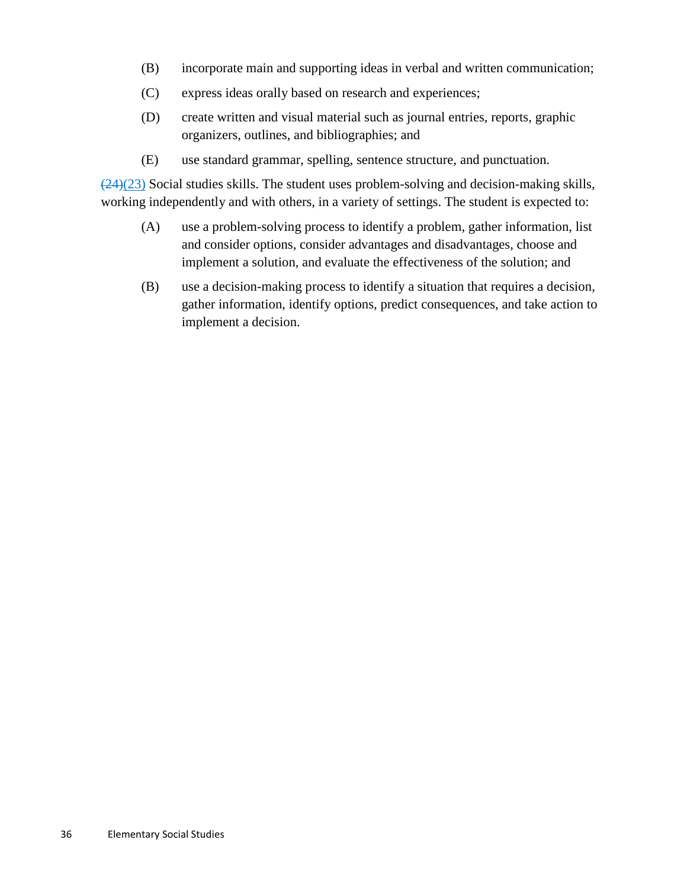(B) incorporate main and supporting ideas in verbal and written communication;

(C) express ideas orally based on research and experiences;

(D) create written and visual material such as journal entries, reports, graphic organizers, outlines, and bibliographies; and

(E) use standard grammar, spelling, sentence structure, and punctuation.

~~(24)~~(23) Social studies skills. The student uses problem-solving and decision-making skills, working independently and with others, in a variety of settings. The student is expected to:

(A) use a problem-solving process to identify a problem, gather information, list and consider options, consider advantages and disadvantages, choose and implement a solution, and evaluate the effectiveness of the solution; and

(B) use a decision-making process to identify a situation that requires a decision, gather information, identify options, predict consequences, and take action to implement a decision.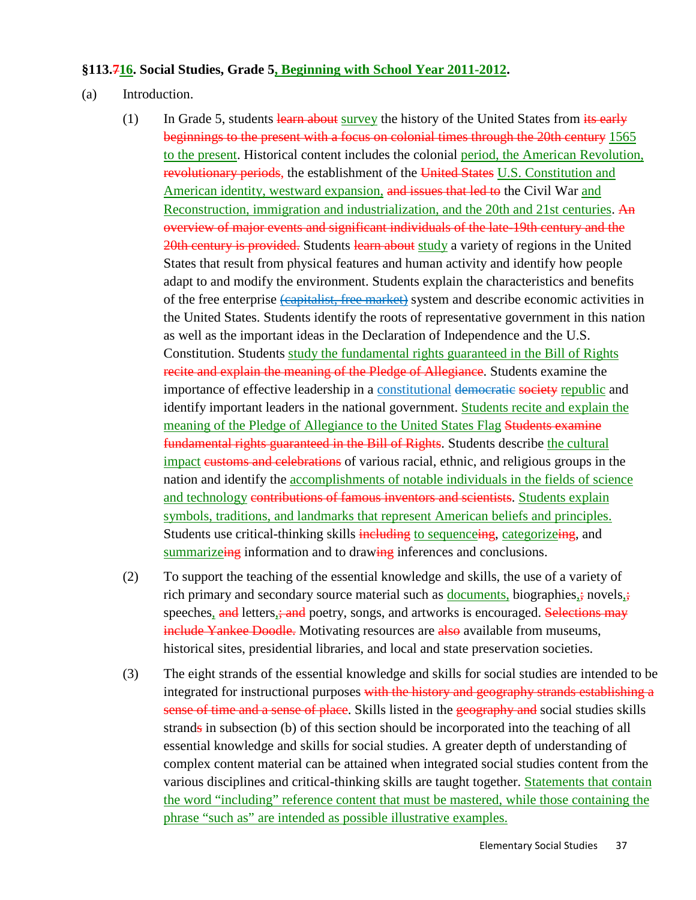**§113.~~7~~<u>16</u>. Social Studies, Grade 5<u>, Beginning with School Year 2011-2012</u>.**

(a) Introduction.

(1) In Grade 5, students ~~learn about~~ <u>survey</u> the history of the United States from ~~its early beginnings to the present with a focus on colonial times through the 20th century~~ <u>1565 to the present</u>. Historical content includes the colonial <u>period, the American Revolution,</u> ~~revolutionary periods,~~ the establishment of the ~~United States~~ <u>U.S. Constitution and American identity, westward expansion,</u> ~~and issues that led to~~ the Civil War <u>and Reconstruction, immigration and industrialization, and the 20th and 21st centuries</u>. ~~An overview of major events and significant individuals of the late-19th century and the 20th century is provided.~~ Students ~~learn about~~ <u>study</u> a variety of regions in the United States that result from physical features and human activity and identify how people adapt to and modify the environment. Students explain the characteristics and benefits of the free enterprise ~~(capitalist, free market)~~ system and describe economic activities in the United States. Students identify the roots of representative government in this nation as well as the important ideas in the Declaration of Independence and the U.S. Constitution. Students <u>study the fundamental rights guaranteed in the Bill of Rights</u> ~~recite and explain the meaning of the Pledge of Allegiance~~. Students examine the importance of effective leadership in a <u>constitutional</u> ~~democratic~~ ~~society~~ <u>republic</u> and identify important leaders in the national government. <u>Students recite and explain the meaning of the Pledge of Allegiance to the United States Flag</u> ~~Students examine fundamental rights guaranteed in the Bill of Rights~~. Students describe <u>the cultural impact</u> ~~customs and celebrations~~ of various racial, ethnic, and religious groups in the nation and identify the <u>accomplishments of notable individuals in the fields of science and technology</u> ~~contributions of famous inventors and scientists~~. <u>Students explain symbols, traditions, and landmarks that represent American beliefs and principles.</u> Students use critical-thinking skills ~~including~~ <u>to sequence</u>~~ing~~, <u>categorize</u>~~ing~~, and <u>summarize</u>~~ing~~ information and to draw~~ing~~ inferences and conclusions.

(2) To support the teaching of the essential knowledge and skills, the use of a variety of rich primary and secondary source material such as <u>documents,</u> biographies<u>,</u>~~;~~ novels<u>,</u>~~;~~ speeches<u>,</u> ~~and~~ letters<u>,</u>~~; and~~ poetry, songs, and artworks is encouraged. ~~Selections may include Yankee Doodle.~~ Motivating resources are ~~also~~ available from museums, historical sites, presidential libraries, and local and state preservation societies.

(3) The eight strands of the essential knowledge and skills for social studies are intended to be integrated for instructional purposes ~~with the history and geography strands establishing a sense of time and a sense of place~~. Skills listed in the ~~geography and~~ social studies skills strand~~s~~ in subsection (b) of this section should be incorporated into the teaching of all essential knowledge and skills for social studies. A greater depth of understanding of complex content material can be attained when integrated social studies content from the various disciplines and critical-thinking skills are taught together. <u>Statements that contain the word "including" reference content that must be mastered, while those containing the phrase "such as" are intended as possible illustrative examples.</u>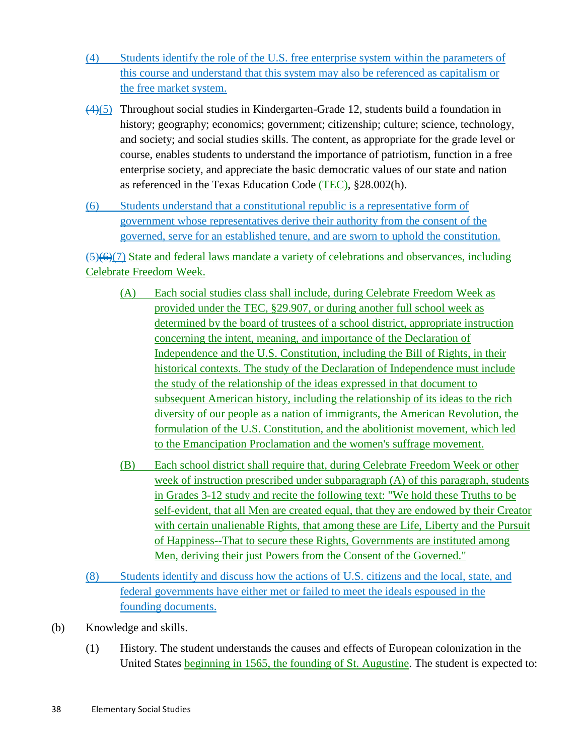(4) Students identify the role of the U.S. free enterprise system within the parameters of this course and understand that this system may also be referenced as capitalism or the free market system.

~~(4)~~(5) Throughout social studies in Kindergarten-Grade 12, students build a foundation in history; geography; economics; government; citizenship; culture; science, technology, and society; and social studies skills. The content, as appropriate for the grade level or course, enables students to understand the importance of patriotism, function in a free enterprise society, and appreciate the basic democratic values of our state and nation as referenced in the Texas Education Code (TEC), §28.002(h).

(6) Students understand that a constitutional republic is a representative form of government whose representatives derive their authority from the consent of the governed, serve for an established tenure, and are sworn to uphold the constitution.

~~(5)(6)~~(7) State and federal laws mandate a variety of celebrations and observances, including Celebrate Freedom Week.

(A) Each social studies class shall include, during Celebrate Freedom Week as provided under the TEC, §29.907, or during another full school week as determined by the board of trustees of a school district, appropriate instruction concerning the intent, meaning, and importance of the Declaration of Independence and the U.S. Constitution, including the Bill of Rights, in their historical contexts. The study of the Declaration of Independence must include the study of the relationship of the ideas expressed in that document to subsequent American history, including the relationship of its ideas to the rich diversity of our people as a nation of immigrants, the American Revolution, the formulation of the U.S. Constitution, and the abolitionist movement, which led to the Emancipation Proclamation and the women's suffrage movement.

(B) Each school district shall require that, during Celebrate Freedom Week or other week of instruction prescribed under subparagraph (A) of this paragraph, students in Grades 3-12 study and recite the following text: "We hold these Truths to be self-evident, that all Men are created equal, that they are endowed by their Creator with certain unalienable Rights, that among these are Life, Liberty and the Pursuit of Happiness--That to secure these Rights, Governments are instituted among Men, deriving their just Powers from the Consent of the Governed."

(8) Students identify and discuss how the actions of U.S. citizens and the local, state, and federal governments have either met or failed to meet the ideals espoused in the founding documents.

(b) Knowledge and skills.

(1) History. The student understands the causes and effects of European colonization in the United States beginning in 1565, the founding of St. Augustine. The student is expected to: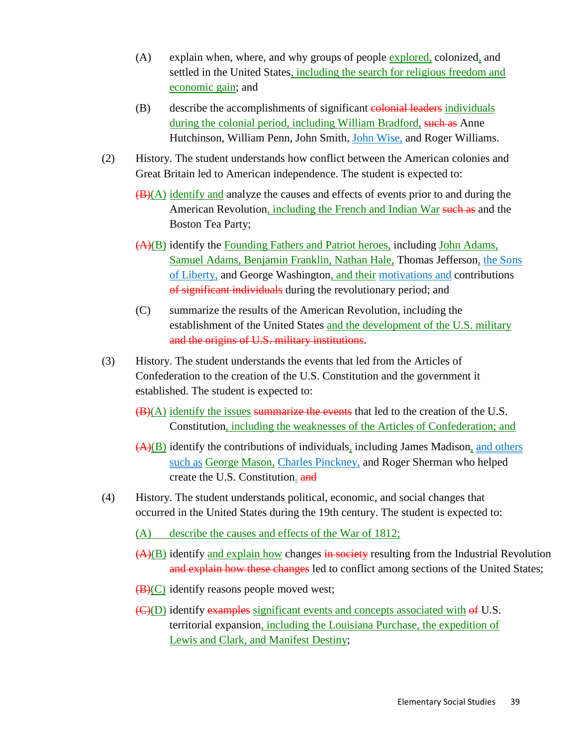(A) explain when, where, and why groups of people explored, colonized, and settled in the United States, including the search for religious freedom and economic gain; and

(B) describe the accomplishments of significant ~~colonial leaders~~ individuals during the colonial period, including William Bradford, ~~such as~~ Anne Hutchinson, William Penn, John Smith, John Wise, and Roger Williams.

(2) History. The student understands how conflict between the American colonies and Great Britain led to American independence. The student is expected to:

~~(B)~~(A) identify and analyze the causes and effects of events prior to and during the American Revolution, including the French and Indian War ~~such as~~ and the Boston Tea Party;

~~(A)~~(B) identify the Founding Fathers and Patriot heroes, including John Adams, Samuel Adams, Benjamin Franklin, Nathan Hale, Thomas Jefferson, the Sons of Liberty, and George Washington, and their motivations and contributions ~~of significant individuals~~ during the revolutionary period; and

(C) summarize the results of the American Revolution, including the establishment of the United States and the development of the U.S. military ~~and the origins of U.S. military institutions~~.

(3) History. The student understands the events that led from the Articles of Confederation to the creation of the U.S. Constitution and the government it established. The student is expected to:

~~(B)~~(A) identify the issues ~~summarize the events~~ that led to the creation of the U.S. Constitution, including the weaknesses of the Articles of Confederation; and

~~(A)~~(B) identify the contributions of individuals, including James Madison, and others such as George Mason, Charles Pinckney, and Roger Sherman who helped create the U.S. Constitution. ~~and~~

(4) History. The student understands political, economic, and social changes that occurred in the United States during the 19th century. The student is expected to:

(A) describe the causes and effects of the War of 1812;

~~(A)~~(B) identify and explain how changes ~~in society~~ resulting from the Industrial Revolution ~~and explain how these changes~~ led to conflict among sections of the United States;

~~(B)~~(C) identify reasons people moved west;

~~(C)~~(D) identify ~~examples~~ significant events and concepts associated with ~~of~~ U.S. territorial expansion, including the Louisiana Purchase, the expedition of Lewis and Clark, and Manifest Destiny;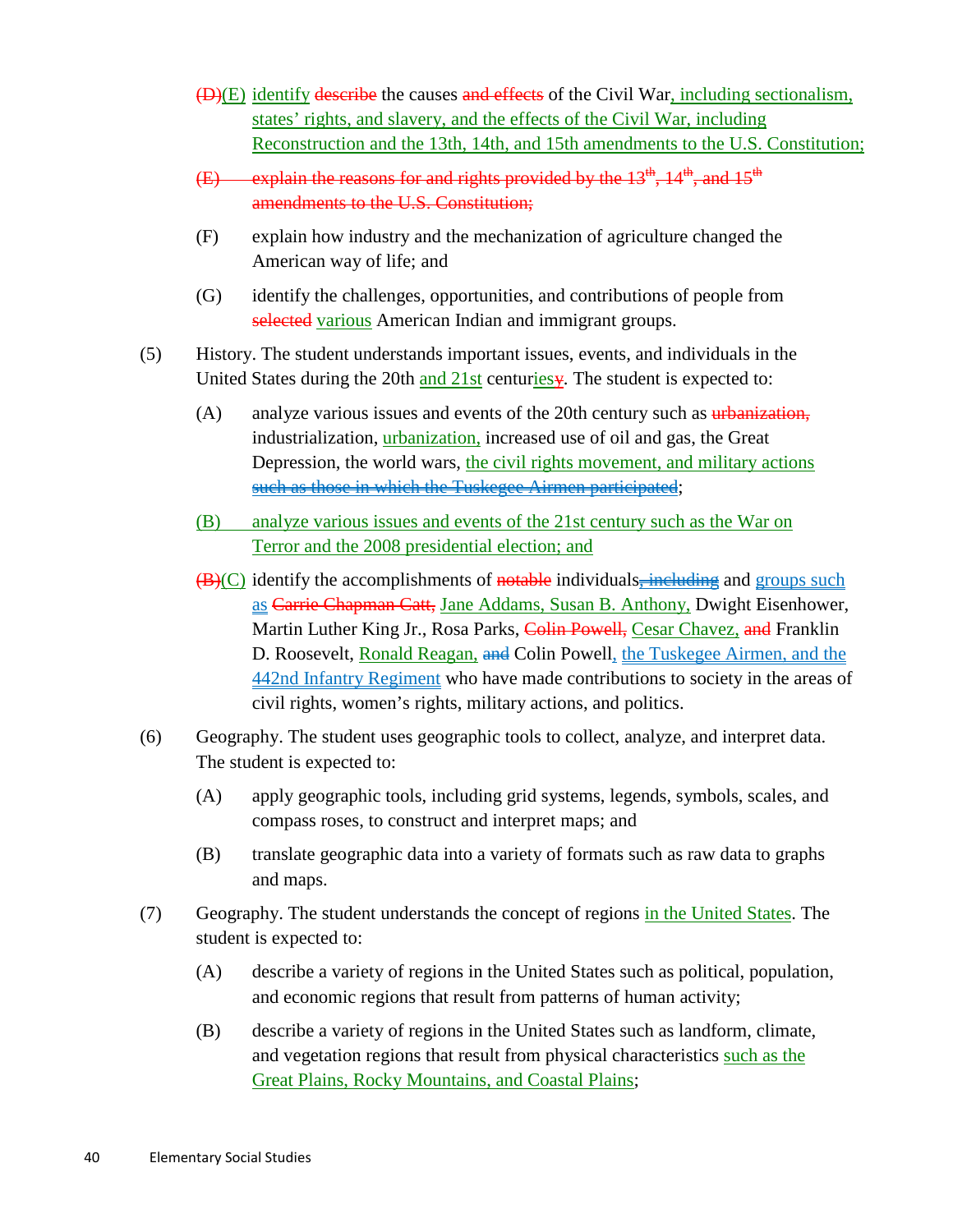~~(D)~~(E) identify ~~describe~~ the causes ~~and effects~~ of the Civil War, including sectionalism, states' rights, and slavery, and the effects of the Civil War, including Reconstruction and the 13th, 14th, and 15th amendments to the U.S. Constitution;

~~(E) explain the reasons for and rights provided by the 13th, 14th, and 15th amendments to the U.S. Constitution;~~

(F) explain how industry and the mechanization of agriculture changed the American way of life; and

(G) identify the challenges, opportunities, and contributions of people from ~~selected~~ various American Indian and immigrant groups.

(5) History. The student understands important issues, events, and individuals in the United States during the 20th and 21st centuri~~y~~es. The student is expected to:

(A) analyze various issues and events of the 20th century such as ~~urbanization,~~ industrialization, urbanization, increased use of oil and gas, the Great Depression, the world wars, the civil rights movement, and military actions ~~such as those in which the Tuskegee Airmen participated~~;

(B) analyze various issues and events of the 21st century such as the War on Terror and the 2008 presidential election; and

~~(B)~~(C) identify the accomplishments of ~~notable~~ individuals~~, including~~ and groups such as ~~Carrie Chapman Catt,~~ Jane Addams, Susan B. Anthony, Dwight Eisenhower, Martin Luther King Jr., Rosa Parks, ~~Colin Powell,~~ Cesar Chavez, ~~and~~ Franklin D. Roosevelt, Ronald Reagan, ~~and~~ Colin Powell, the Tuskegee Airmen, and the 442nd Infantry Regiment who have made contributions to society in the areas of civil rights, women's rights, military actions, and politics.

(6) Geography. The student uses geographic tools to collect, analyze, and interpret data. The student is expected to:

(A) apply geographic tools, including grid systems, legends, symbols, scales, and compass roses, to construct and interpret maps; and

(B) translate geographic data into a variety of formats such as raw data to graphs and maps.

(7) Geography. The student understands the concept of regions in the United States. The student is expected to:

(A) describe a variety of regions in the United States such as political, population, and economic regions that result from patterns of human activity;

(B) describe a variety of regions in the United States such as landform, climate, and vegetation regions that result from physical characteristics such as the Great Plains, Rocky Mountains, and Coastal Plains;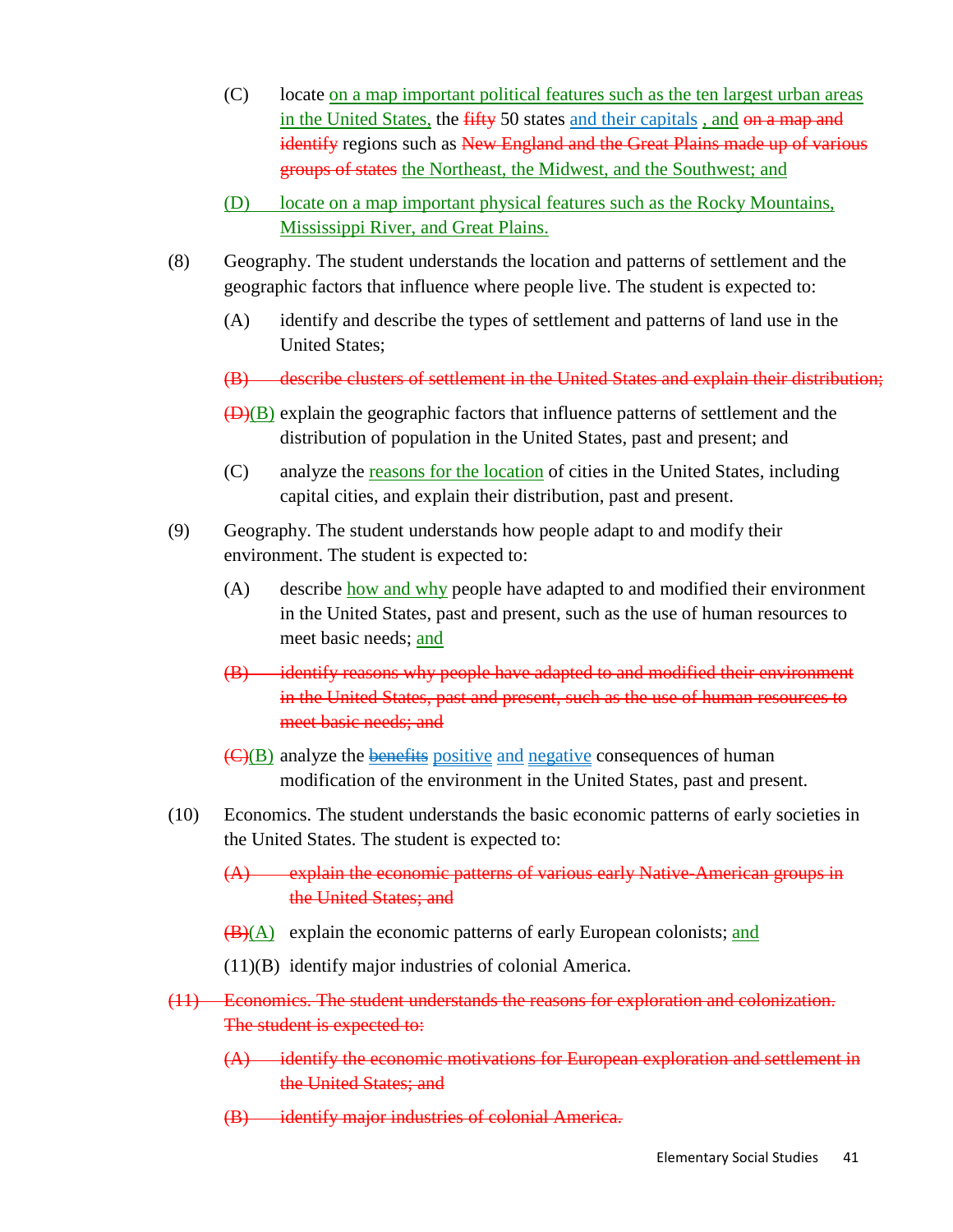(C) locate <u>on a map important political features such as the ten largest urban areas in the United States,</u> the ~~fifty~~ 50 states <u>and their capitals</u> <u>, and</u> ~~on a map and identify~~ regions such as ~~New England and the Great Plains made up of various groups of states~~ <u>the Northeast, the Midwest, and the Southwest; and</u>

<u>(D) locate on a map important physical features such as the Rocky Mountains, Mississippi River, and Great Plains.</u>

(8) Geography. The student understands the location and patterns of settlement and the geographic factors that influence where people live. The student is expected to:

(A) identify and describe the types of settlement and patterns of land use in the United States;

~~(B) describe clusters of settlement in the United States and explain their distribution;~~

~~(D)~~<u>(B)</u> explain the geographic factors that influence patterns of settlement and the distribution of population in the United States, past and present; and

(C) analyze the <u>reasons for the location</u> of cities in the United States, including capital cities, and explain their distribution, past and present.

(9) Geography. The student understands how people adapt to and modify their environment. The student is expected to:

(A) describe <u>how and why</u> people have adapted to and modified their environment in the United States, past and present, such as the use of human resources to meet basic needs; <u>and</u>

~~(B) identify reasons why people have adapted to and modified their environment in the United States, past and present, such as the use of human resources to meet basic needs; and~~

~~(C)~~<u>(B)</u> analyze the ~~benefits~~ <u>positive</u> <u>and</u> <u>negative</u> consequences of human modification of the environment in the United States, past and present.

(10) Economics. The student understands the basic economic patterns of early societies in the United States. The student is expected to:

~~(A) explain the economic patterns of various early Native-American groups in the United States; and~~

~~(B)~~<u>(A)</u> explain the economic patterns of early European colonists; <u>and</u>

(11)(B) identify major industries of colonial America.

~~(11) Economics. The student understands the reasons for exploration and colonization. The student is expected to:~~

~~(A) identify the economic motivations for European exploration and settlement in the United States; and~~

~~(B) identify major industries of colonial America.~~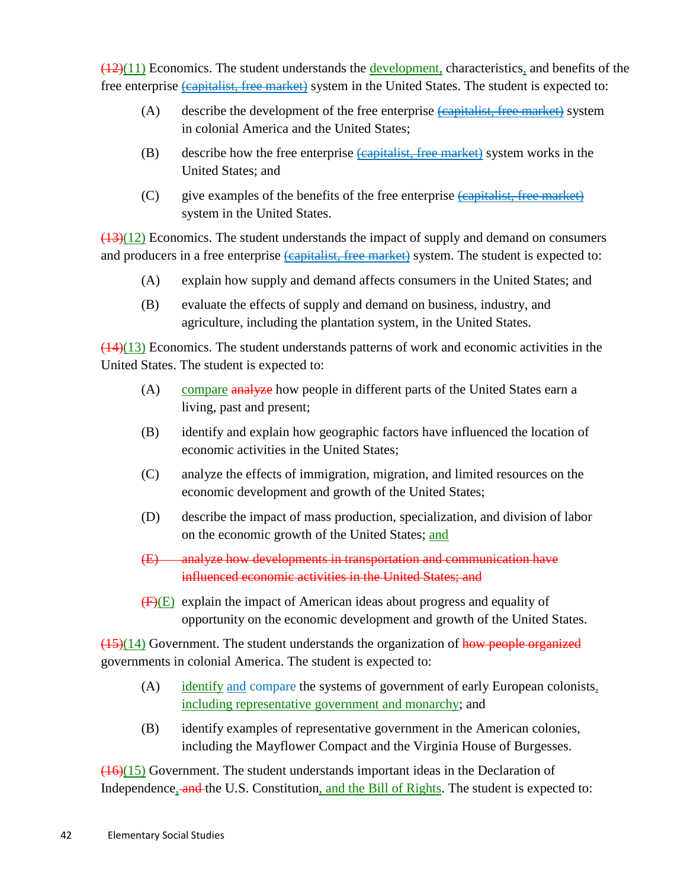~~(12)~~(11) Economics. The student understands the development, characteristics, and benefits of the free enterprise ~~(capitalist, free market)~~ system in the United States. The student is expected to:

(A) describe the development of the free enterprise ~~(capitalist, free market)~~ system in colonial America and the United States;

(B) describe how the free enterprise ~~(capitalist, free market)~~ system works in the United States; and

(C) give examples of the benefits of the free enterprise ~~(capitalist, free market)~~ system in the United States.

~~(13)~~(12) Economics. The student understands the impact of supply and demand on consumers and producers in a free enterprise ~~(capitalist, free market)~~ system. The student is expected to:

(A) explain how supply and demand affects consumers in the United States; and

(B) evaluate the effects of supply and demand on business, industry, and agriculture, including the plantation system, in the United States.

~~(14)~~(13) Economics. The student understands patterns of work and economic activities in the United States. The student is expected to:

(A) compare ~~analyze~~ how people in different parts of the United States earn a living, past and present;

(B) identify and explain how geographic factors have influenced the location of economic activities in the United States;

(C) analyze the effects of immigration, migration, and limited resources on the economic development and growth of the United States;

(D) describe the impact of mass production, specialization, and division of labor on the economic growth of the United States; and

~~(E) analyze how developments in transportation and communication have influenced economic activities in the United States; and~~

~~(F)~~(E) explain the impact of American ideas about progress and equality of opportunity on the economic development and growth of the United States.

~~(15)~~(14) Government. The student understands the organization of ~~how people organized~~ governments in colonial America. The student is expected to:

(A) identify and compare the systems of government of early European colonists, including representative government and monarchy; and

(B) identify examples of representative government in the American colonies, including the Mayflower Compact and the Virginia House of Burgesses.

~~(16)~~(15) Government. The student understands important ideas in the Declaration of Independence, ~~and~~ the U.S. Constitution, and the Bill of Rights. The student is expected to: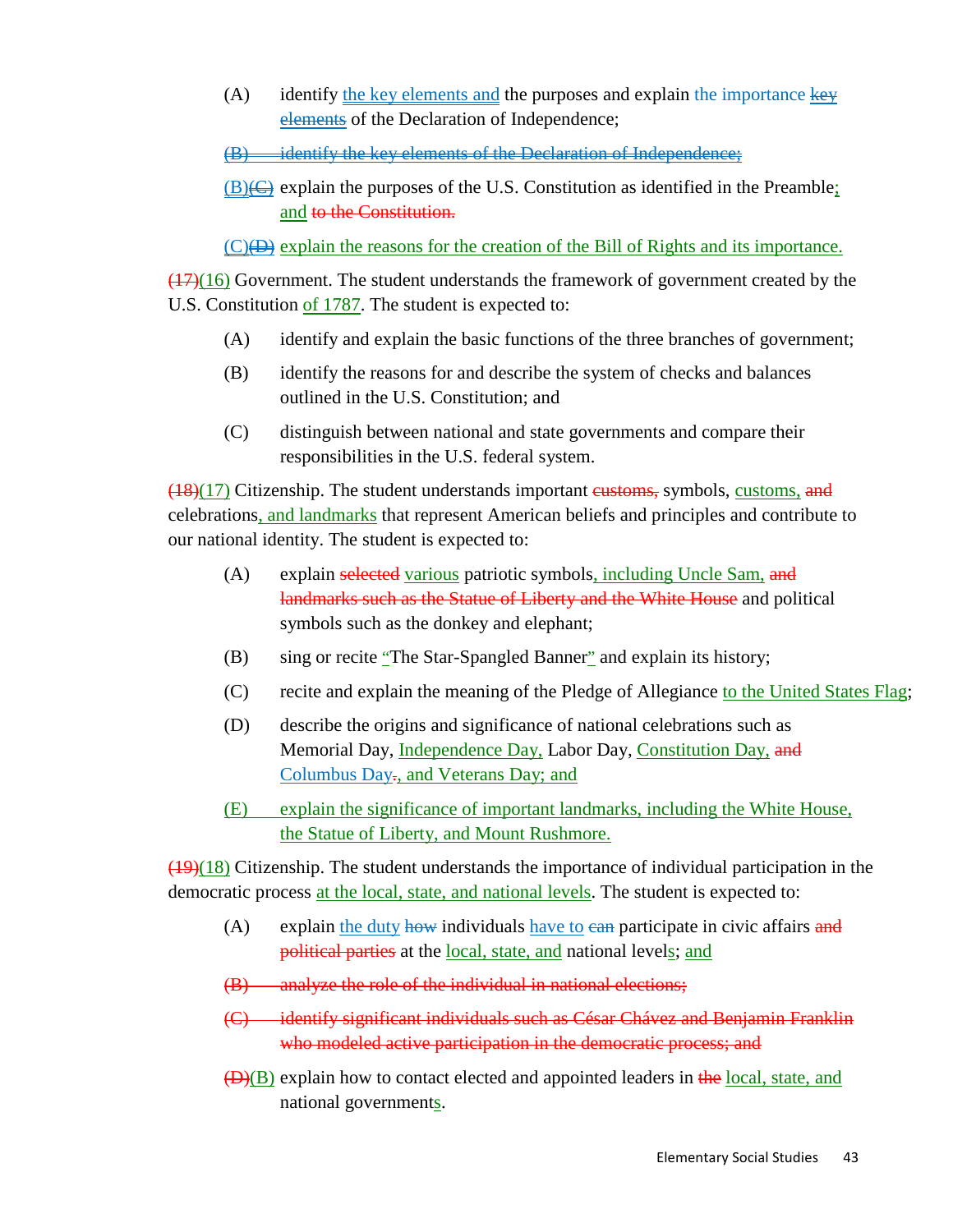(A) identify the key elements and the purposes and explain the importance ~~key elements~~ of the Declaration of Independence;

~~(B) identify the key elements of the Declaration of Independence;~~

(B)~~(C)~~ explain the purposes of the U.S. Constitution as identified in the Preamble; and ~~to the Constitution.~~

(C)~~(D)~~ explain the reasons for the creation of the Bill of Rights and its importance.

~~(17)~~(16) Government. The student understands the framework of government created by the U.S. Constitution of 1787. The student is expected to:

(A) identify and explain the basic functions of the three branches of government;

(B) identify the reasons for and describe the system of checks and balances outlined in the U.S. Constitution; and

(C) distinguish between national and state governments and compare their responsibilities in the U.S. federal system.

~~(18)~~(17) Citizenship. The student understands important ~~customs,~~ symbols, customs, ~~and~~ celebrations, and landmarks that represent American beliefs and principles and contribute to our national identity. The student is expected to:

(A) explain ~~selected~~ various patriotic symbols, including Uncle Sam, ~~and landmarks such as the Statue of Liberty and the White House~~ and political symbols such as the donkey and elephant;

(B) sing or recite "The Star-Spangled Banner" and explain its history;

(C) recite and explain the meaning of the Pledge of Allegiance to the United States Flag;

(D) describe the origins and significance of national celebrations such as Memorial Day, Independence Day, Labor Day, Constitution Day, ~~and~~ Columbus Day~~.~~, and Veterans Day; and

(E) explain the significance of important landmarks, including the White House, the Statue of Liberty, and Mount Rushmore.

~~(19)~~(18) Citizenship. The student understands the importance of individual participation in the democratic process at the local, state, and national levels. The student is expected to:

(A) explain the duty ~~how~~ individuals have to ~~can~~ participate in civic affairs ~~and political parties~~ at the local, state, and national levels; and

~~(B) analyze the role of the individual in national elections;~~

~~(C) identify significant individuals such as César Chávez and Benjamin Franklin who modeled active participation in the democratic process; and~~

~~(D)~~(B) explain how to contact elected and appointed leaders in ~~the~~ local, state, and national governments.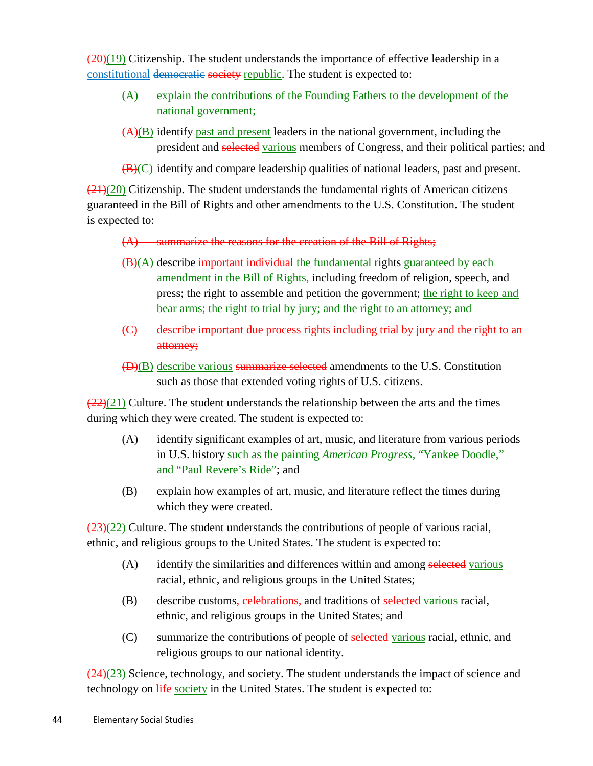~~(20)~~(19) Citizenship. The student understands the importance of effective leadership in a constitutional ~~democratic~~ ~~society~~ republic. The student is expected to:

(A) explain the contributions of the Founding Fathers to the development of the national government;

~~(A)~~(B) identify past and present leaders in the national government, including the president and ~~selected~~ various members of Congress, and their political parties; and

~~(B)~~(C) identify and compare leadership qualities of national leaders, past and present.

~~(21)~~(20) Citizenship. The student understands the fundamental rights of American citizens guaranteed in the Bill of Rights and other amendments to the U.S. Constitution. The student is expected to:

~~(A) summarize the reasons for the creation of the Bill of Rights;~~

~~(B)~~(A) describe ~~important individual~~ the fundamental rights guaranteed by each amendment in the Bill of Rights, including freedom of religion, speech, and press; the right to assemble and petition the government; the right to keep and bear arms; the right to trial by jury; and the right to an attorney; and

~~(C) describe important due process rights including trial by jury and the right to an attorney;~~

~~(D)~~(B) describe various ~~summarize selected~~ amendments to the U.S. Constitution such as those that extended voting rights of U.S. citizens.

~~(22)~~(21) Culture. The student understands the relationship between the arts and the times during which they were created. The student is expected to:

(A) identify significant examples of art, music, and literature from various periods in U.S. history such as the painting *American Progress*, "Yankee Doodle," and "Paul Revere's Ride"; and

(B) explain how examples of art, music, and literature reflect the times during which they were created.

~~(23)~~(22) Culture. The student understands the contributions of people of various racial, ethnic, and religious groups to the United States. The student is expected to:

(A) identify the similarities and differences within and among ~~selected~~ various racial, ethnic, and religious groups in the United States;

(B) describe customs~~, celebrations,~~ and traditions of ~~selected~~ various racial, ethnic, and religious groups in the United States; and

(C) summarize the contributions of people of ~~selected~~ various racial, ethnic, and religious groups to our national identity.

~~(24)~~(23) Science, technology, and society. The student understands the impact of science and technology on ~~life~~ society in the United States. The student is expected to: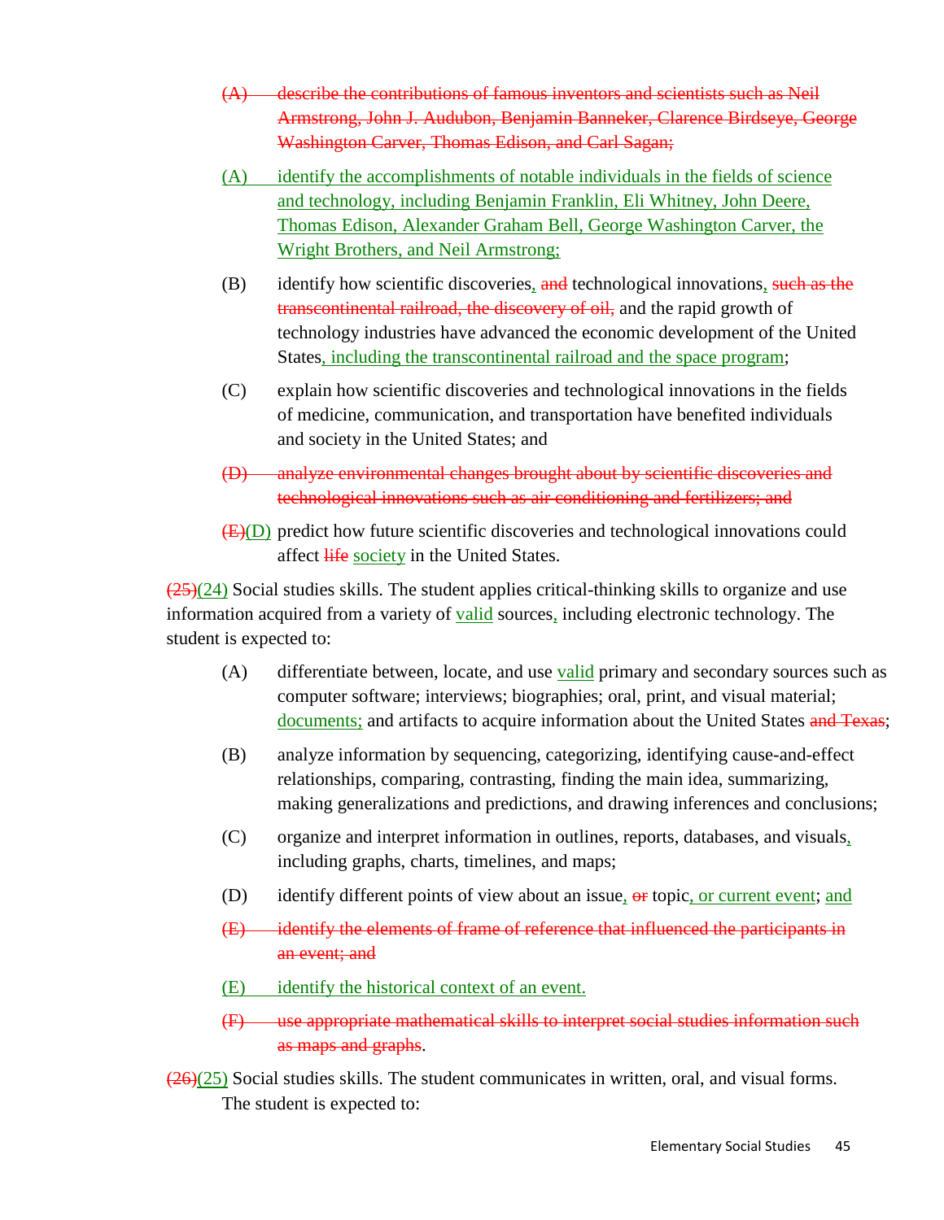~~(A) describe the contributions of famous inventors and scientists such as Neil Armstrong, John J. Audubon, Benjamin Banneker, Clarence Birdseye, George Washington Carver, Thomas Edison, and Carl Sagan;~~

<u>(A) identify the accomplishments of notable individuals in the fields of science and technology, including Benjamin Franklin, Eli Whitney, John Deere, Thomas Edison, Alexander Graham Bell, George Washington Carver, the Wright Brothers, and Neil Armstrong;</u>

(B) identify how scientific discoveries<u>,</u> ~~and~~ technological innovations<u>,</u> ~~such as the transcontinental railroad, the discovery of oil,~~ and the rapid growth of technology industries have advanced the economic development of the United States<u>, including the transcontinental railroad and the space program</u>;

(C) explain how scientific discoveries and technological innovations in the fields of medicine, communication, and transportation have benefited individuals and society in the United States; and

~~(D) analyze environmental changes brought about by scientific discoveries and technological innovations such as air conditioning and fertilizers; and~~

~~(E)~~<u>(D)</u> predict how future scientific discoveries and technological innovations could affect ~~life~~ <u>society</u> in the United States.

~~(25)~~<u>(24)</u> Social studies skills. The student applies critical-thinking skills to organize and use information acquired from a variety of <u>valid</u> sources<u>,</u> including electronic technology. The student is expected to:

(A) differentiate between, locate, and use <u>valid</u> primary and secondary sources such as computer software; interviews; biographies; oral, print, and visual material; <u>documents;</u> and artifacts to acquire information about the United States ~~and Texas~~;

(B) analyze information by sequencing, categorizing, identifying cause-and-effect relationships, comparing, contrasting, finding the main idea, summarizing, making generalizations and predictions, and drawing inferences and conclusions;

(C) organize and interpret information in outlines, reports, databases, and visuals<u>,</u> including graphs, charts, timelines, and maps;

(D) identify different points of view about an issue<u>,</u> ~~or~~ topic<u>, or current event</u>; <u>and</u>

~~(E) identify the elements of frame of reference that influenced the participants in an event; and~~

<u>(E) identify the historical context of an event.</u>

~~(F) use appropriate mathematical skills to interpret social studies information such as maps and graphs~~.

~~(26)~~<u>(25)</u> Social studies skills. The student communicates in written, oral, and visual forms. The student is expected to: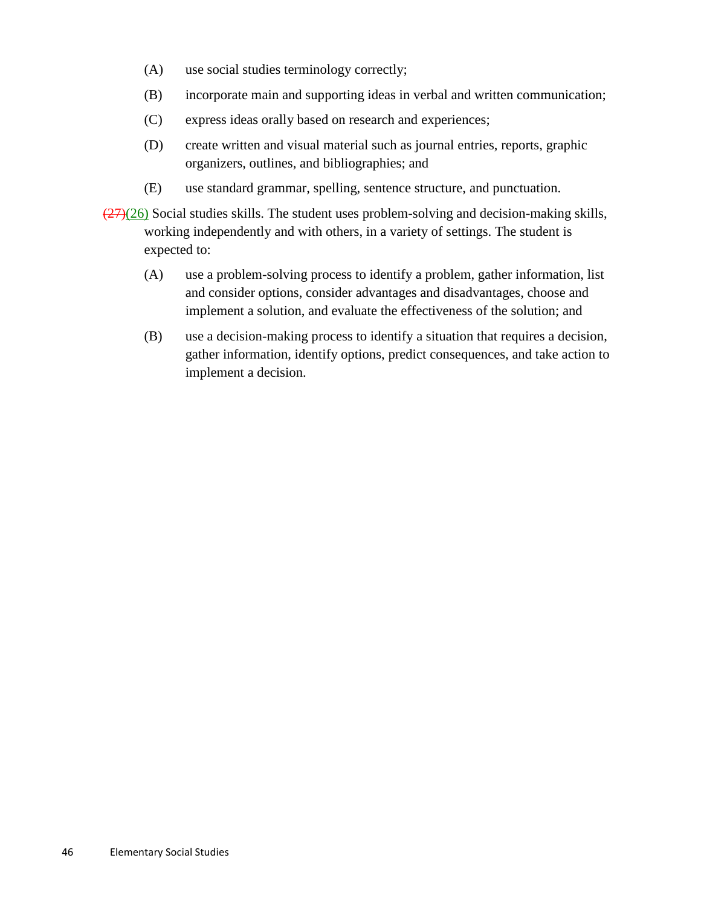(A) use social studies terminology correctly;

(B) incorporate main and supporting ideas in verbal and written communication;

(C) express ideas orally based on research and experiences;

(D) create written and visual material such as journal entries, reports, graphic organizers, outlines, and bibliographies; and

(E) use standard grammar, spelling, sentence structure, and punctuation.

~~(27)~~(26) Social studies skills. The student uses problem-solving and decision-making skills, working independently and with others, in a variety of settings. The student is expected to:

(A) use a problem-solving process to identify a problem, gather information, list and consider options, consider advantages and disadvantages, choose and implement a solution, and evaluate the effectiveness of the solution; and

(B) use a decision-making process to identify a situation that requires a decision, gather information, identify options, predict consequences, and take action to implement a decision.